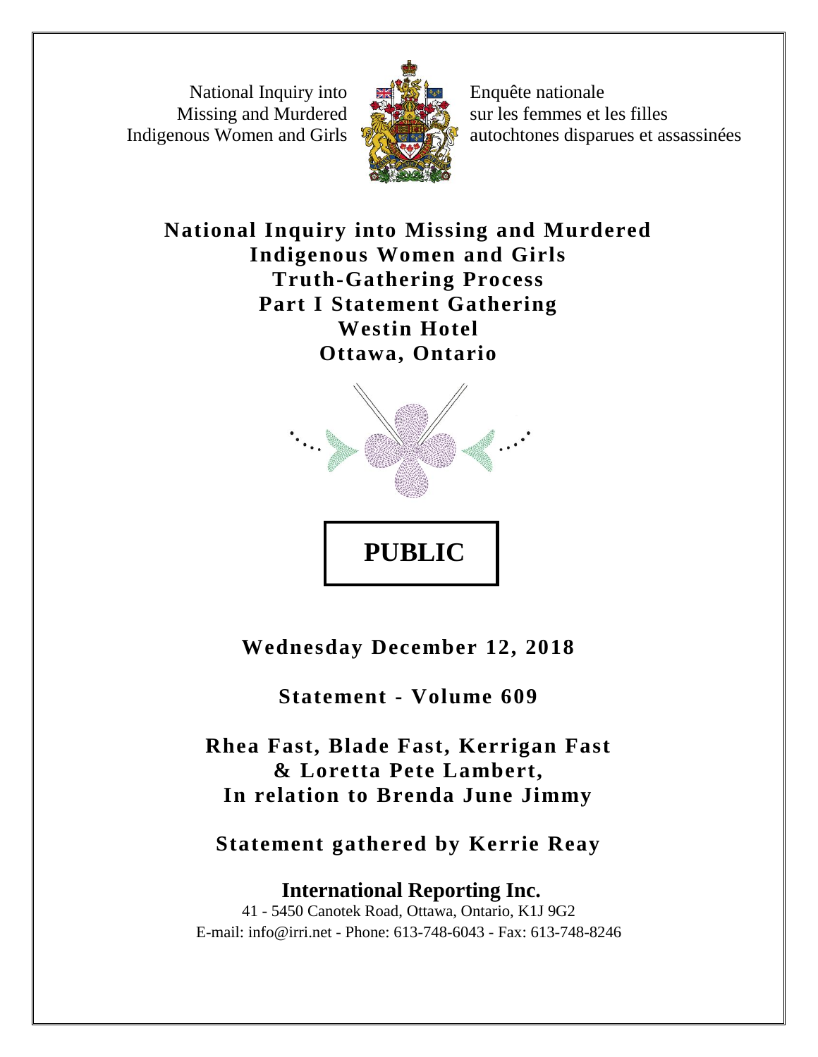National Inquiry into Missing and Murdered Indigenous Women and Girls

Enquête nationale sur les femmes et les filles autochtones disparues et assassinées

# National Inquiry into Missing and Murdered Indigenous Women and Girls
# Truth-Gathering Process
# Part I Statement Gathering
# Westin Hotel
# Ottawa, Ontario

**PUBLIC**

**Wednesday December 12, 2018**

**Statement - Volume 609**

**Rhea Fast, Blade Fast, Kerrigan Fast & Loretta Pete Lambert, In relation to Brenda June Jimmy**

**Statement gathered by Kerrie Reay**

**International Reporting Inc.**

41 - 5450 Canotek Road, Ottawa, Ontario, K1J 9G2

E-mail: info@irri.net - Phone: 613-748-6043 - Fax: 613-748-8246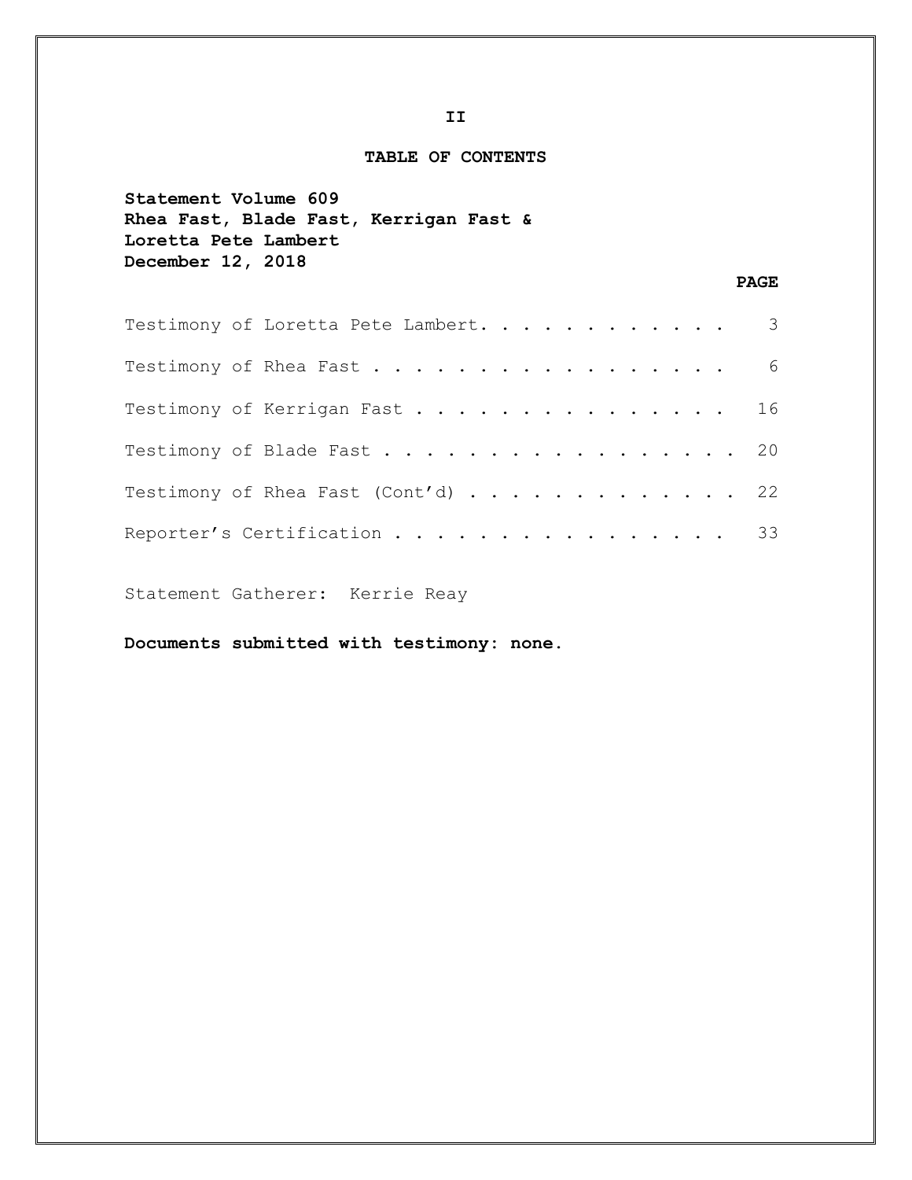## TABLE OF CONTENTS

**Statement Volume 609**
**Rhea Fast, Blade Fast, Kerrigan Fast &**
**Loretta Pete Lambert**
**December 12, 2018**

| | **PAGE** |
|---|---|
| Testimony of Loretta Pete Lambert | 3 |
| Testimony of Rhea Fast | 6 |
| Testimony of Kerrigan Fast | 16 |
| Testimony of Blade Fast | 20 |
| Testimony of Rhea Fast (Cont'd) | 22 |
| Reporter's Certification | 33 |

Statement Gatherer: Kerrie Reay

**Documents submitted with testimony: none.**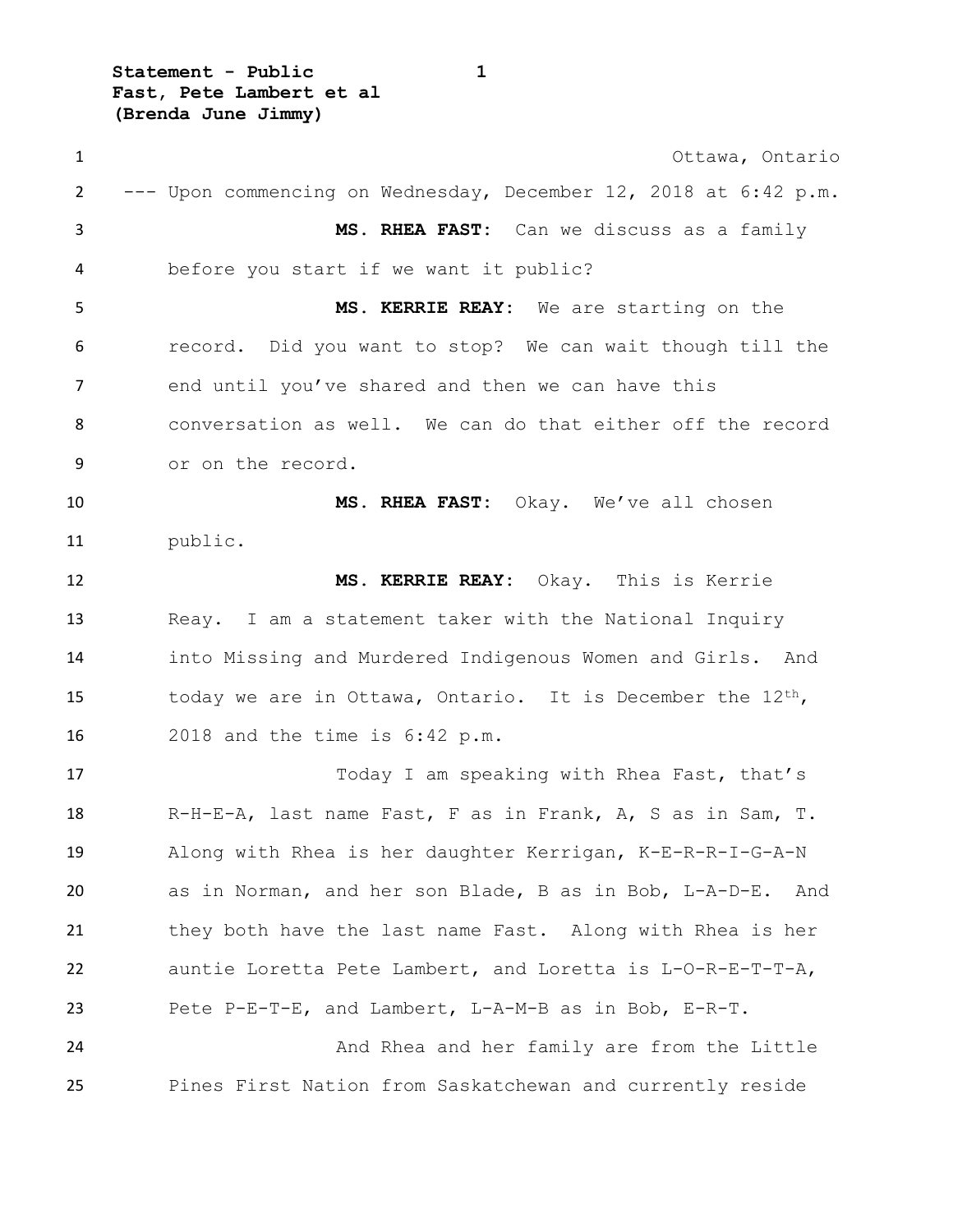Ottawa, Ontario

--- Upon commencing on Wednesday, December 12, 2018 at 6:42 p.m.

**MS. RHEA FAST:** Can we discuss as a family before you start if we want it public?

**MS. KERRIE REAY:** We are starting on the record. Did you want to stop? We can wait though till the end until you've shared and then we can have this conversation as well. We can do that either off the record or on the record.

**MS. RHEA FAST:** Okay. We've all chosen public.

**MS. KERRIE REAY:** Okay. This is Kerrie Reay. I am a statement taker with the National Inquiry into Missing and Murdered Indigenous Women and Girls. And today we are in Ottawa, Ontario. It is December the 12th, 2018 and the time is 6:42 p.m.

Today I am speaking with Rhea Fast, that's R-H-E-A, last name Fast, F as in Frank, A, S as in Sam, T. Along with Rhea is her daughter Kerrigan, K-E-R-R-I-G-A-N as in Norman, and her son Blade, B as in Bob, L-A-D-E. And they both have the last name Fast. Along with Rhea is her auntie Loretta Pete Lambert, and Loretta is L-O-R-E-T-T-A, Pete P-E-T-E, and Lambert, L-A-M-B as in Bob, E-R-T.

And Rhea and her family are from the Little Pines First Nation from Saskatchewan and currently reside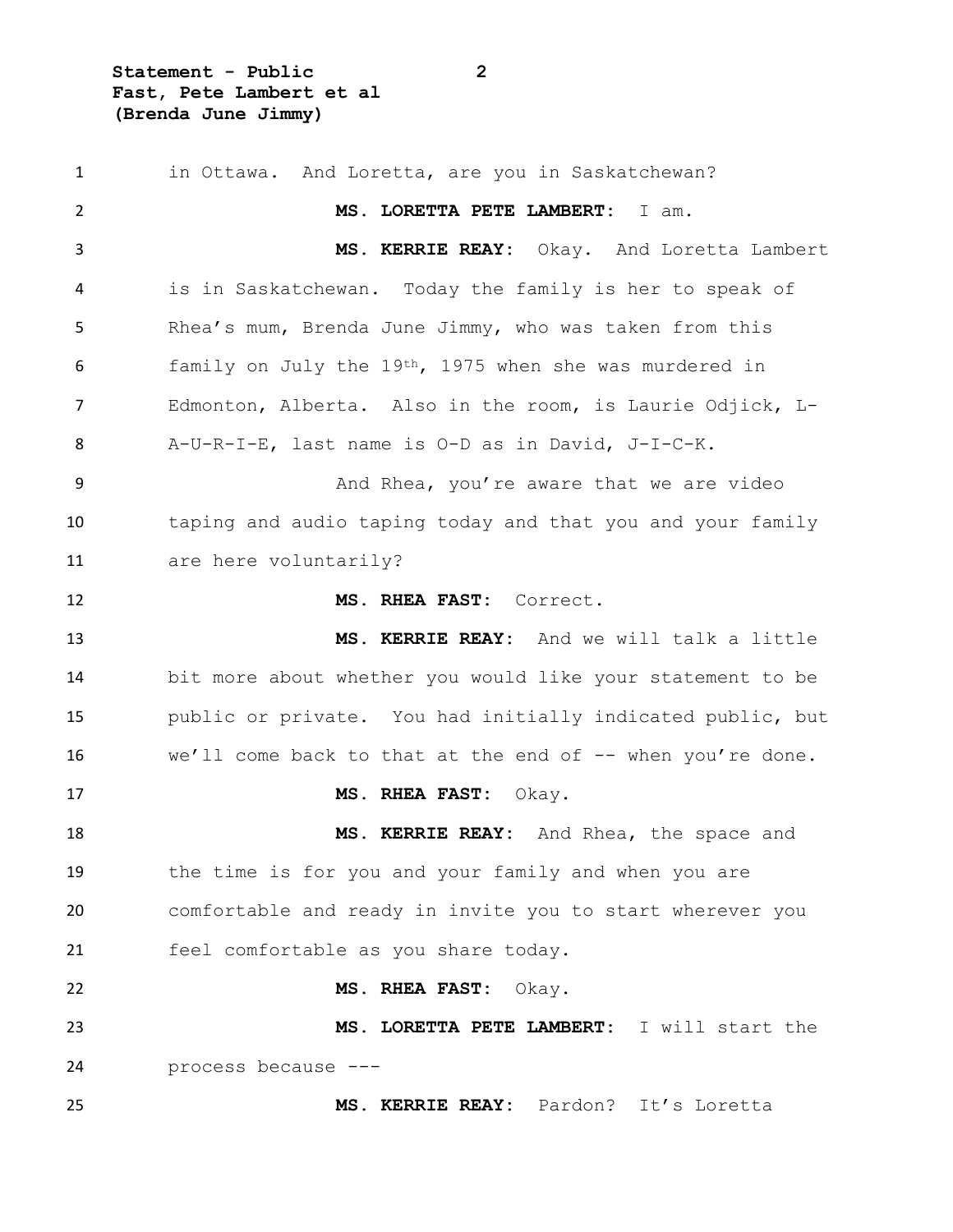in Ottawa. And Loretta, are you in Saskatchewan?

**MS. LORETTA PETE LAMBERT:** I am.

**MS. KERRIE REAY:** Okay. And Loretta Lambert is in Saskatchewan. Today the family is her to speak of Rhea's mum, Brenda June Jimmy, who was taken from this family on July the 19th, 1975 when she was murdered in Edmonton, Alberta. Also in the room, is Laurie Odjick, L-A-U-R-I-E, last name is O-D as in David, J-I-C-K.

And Rhea, you're aware that we are video taping and audio taping today and that you and your family are here voluntarily?

**MS. RHEA FAST:** Correct.

**MS. KERRIE REAY:** And we will talk a little bit more about whether you would like your statement to be public or private. You had initially indicated public, but we'll come back to that at the end of -- when you're done.

**MS. RHEA FAST:** Okay.

**MS. KERRIE REAY:** And Rhea, the space and the time is for you and your family and when you are comfortable and ready in invite you to start wherever you feel comfortable as you share today.

**MS. RHEA FAST:** Okay.

**MS. LORETTA PETE LAMBERT:** I will start the process because ---

**MS. KERRIE REAY:** Pardon? It's Loretta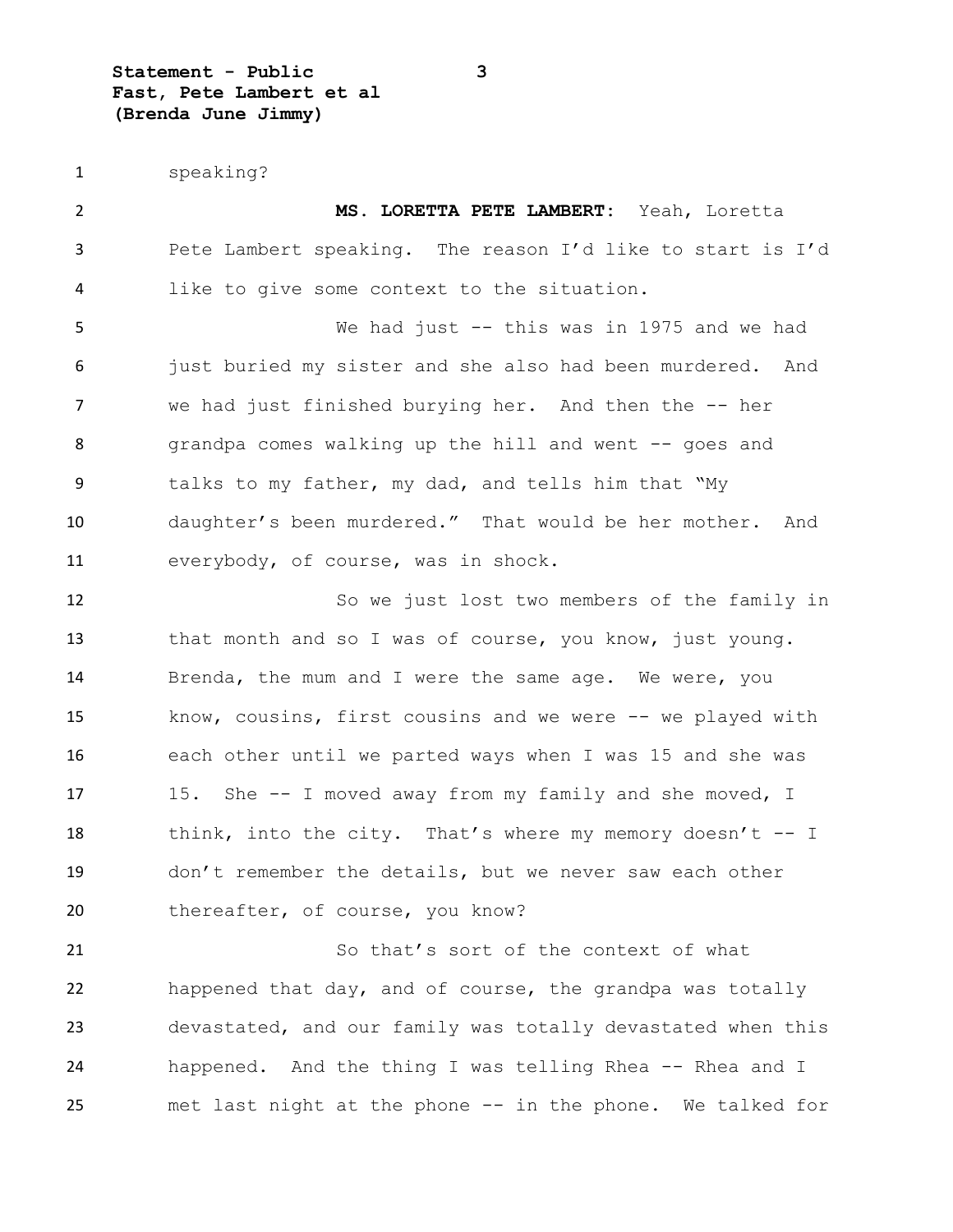speaking?

**MS. LORETTA PETE LAMBERT:** Yeah, Loretta Pete Lambert speaking. The reason I'd like to start is I'd like to give some context to the situation.

We had just -- this was in 1975 and we had just buried my sister and she also had been murdered. And we had just finished burying her. And then the -- her grandpa comes walking up the hill and went -- goes and talks to my father, my dad, and tells him that "My daughter's been murdered." That would be her mother. And everybody, of course, was in shock.

So we just lost two members of the family in that month and so I was of course, you know, just young. Brenda, the mum and I were the same age. We were, you know, cousins, first cousins and we were -- we played with each other until we parted ways when I was 15 and she was 15. She -- I moved away from my family and she moved, I think, into the city. That's where my memory doesn't -- I don't remember the details, but we never saw each other thereafter, of course, you know?

So that's sort of the context of what happened that day, and of course, the grandpa was totally devastated, and our family was totally devastated when this happened. And the thing I was telling Rhea -- Rhea and I met last night at the phone -- in the phone. We talked for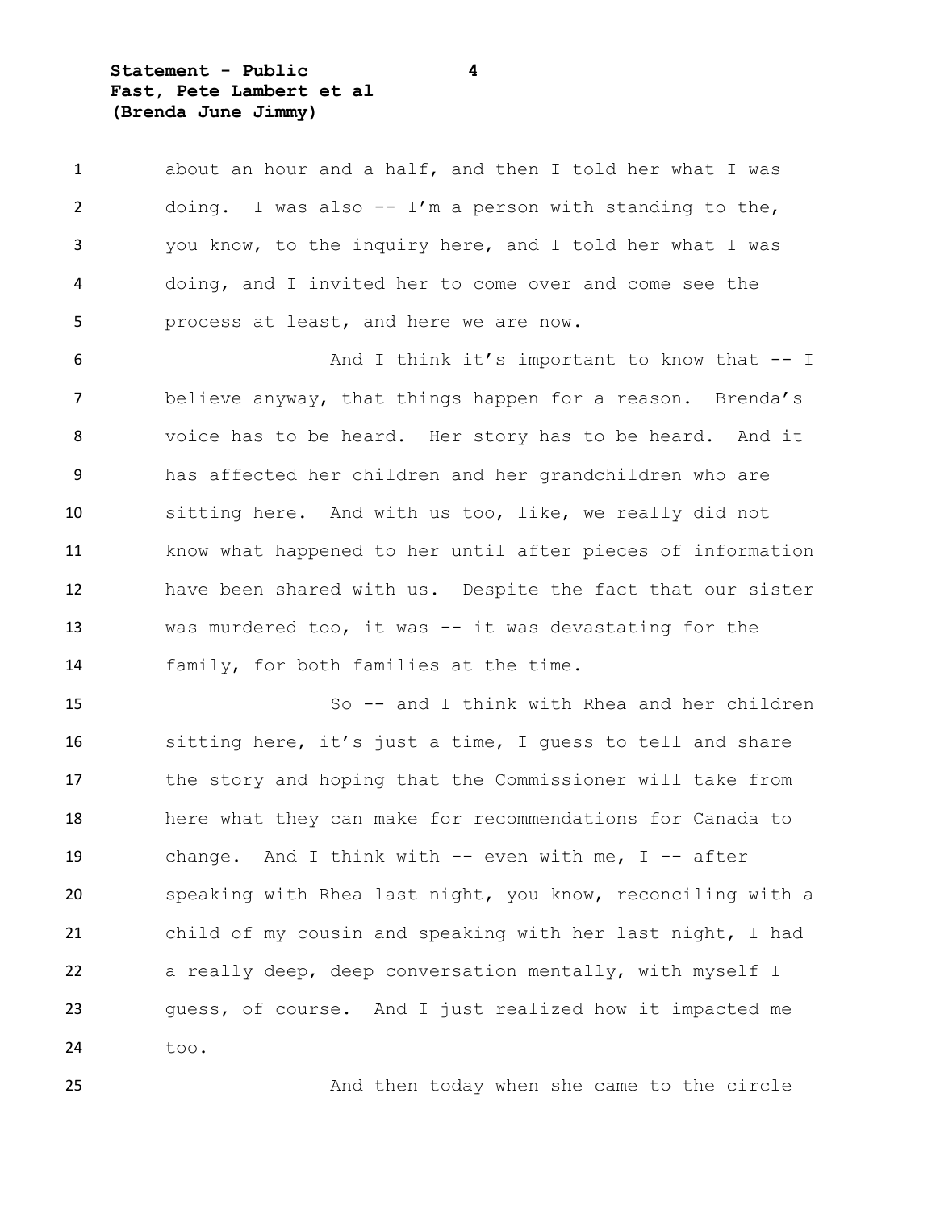about an hour and a half, and then I told her what I was doing. I was also -- I'm a person with standing to the, you know, to the inquiry here, and I told her what I was doing, and I invited her to come over and come see the process at least, and here we are now.

And I think it's important to know that -- I believe anyway, that things happen for a reason. Brenda's voice has to be heard. Her story has to be heard. And it has affected her children and her grandchildren who are sitting here. And with us too, like, we really did not know what happened to her until after pieces of information have been shared with us. Despite the fact that our sister was murdered too, it was -- it was devastating for the family, for both families at the time.

So -- and I think with Rhea and her children sitting here, it's just a time, I guess to tell and share the story and hoping that the Commissioner will take from here what they can make for recommendations for Canada to change. And I think with -- even with me, I -- after speaking with Rhea last night, you know, reconciling with a child of my cousin and speaking with her last night, I had a really deep, deep conversation mentally, with myself I guess, of course. And I just realized how it impacted me too.

And then today when she came to the circle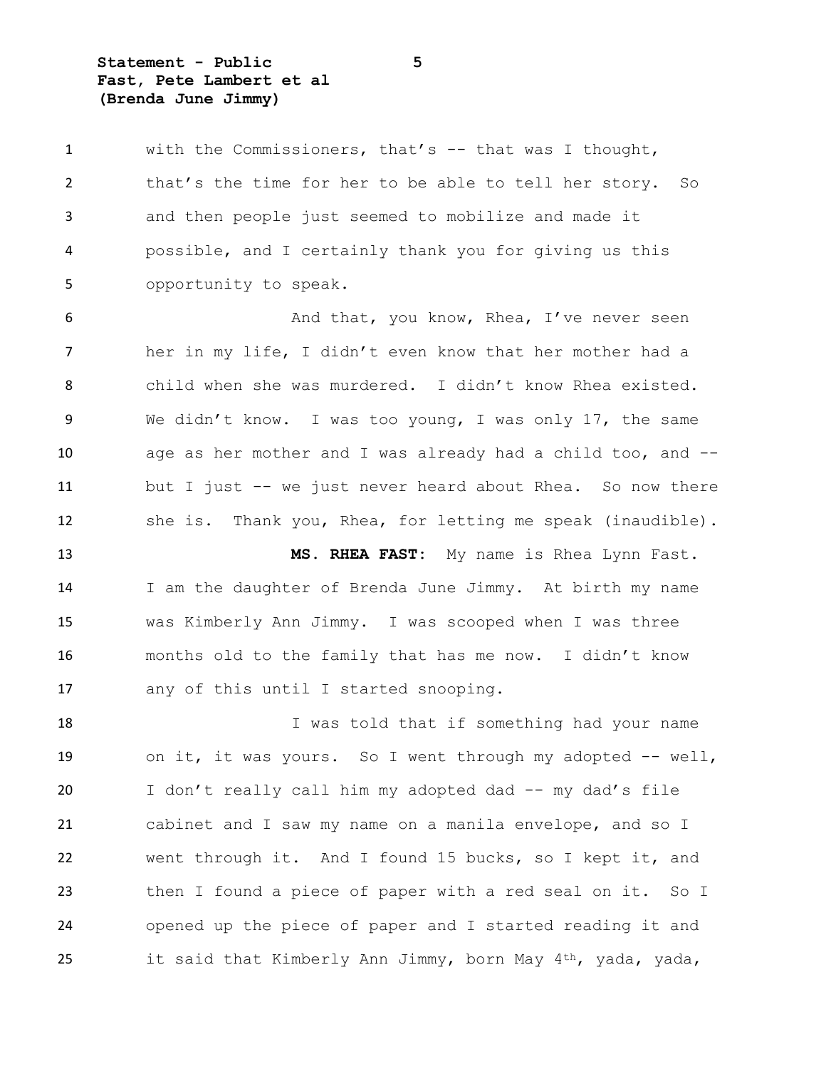with the Commissioners, that's -- that was I thought, that's the time for her to be able to tell her story. So and then people just seemed to mobilize and made it possible, and I certainly thank you for giving us this opportunity to speak.

And that, you know, Rhea, I've never seen her in my life, I didn't even know that her mother had a child when she was murdered. I didn't know Rhea existed. We didn't know. I was too young, I was only 17, the same age as her mother and I was already had a child too, and -- but I just -- we just never heard about Rhea. So now there she is. Thank you, Rhea, for letting me speak (inaudible).

**MS. RHEA FAST:** My name is Rhea Lynn Fast. I am the daughter of Brenda June Jimmy. At birth my name was Kimberly Ann Jimmy. I was scooped when I was three months old to the family that has me now. I didn't know any of this until I started snooping.

I was told that if something had your name on it, it was yours. So I went through my adopted -- well, I don't really call him my adopted dad -- my dad's file cabinet and I saw my name on a manila envelope, and so I went through it. And I found 15 bucks, so I kept it, and then I found a piece of paper with a red seal on it. So I opened up the piece of paper and I started reading it and it said that Kimberly Ann Jimmy, born May 4th, yada, yada,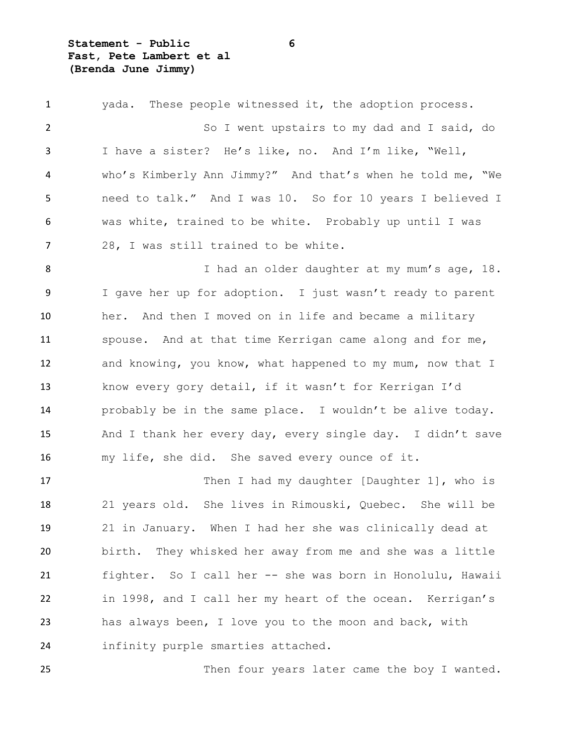yada. These people witnessed it, the adoption process.

So I went upstairs to my dad and I said, do I have a sister? He's like, no. And I'm like, "Well, who's Kimberly Ann Jimmy?" And that's when he told me, "We need to talk." And I was 10. So for 10 years I believed I was white, trained to be white. Probably up until I was 28, I was still trained to be white.

I had an older daughter at my mum's age, 18. I gave her up for adoption. I just wasn't ready to parent her. And then I moved on in life and became a military spouse. And at that time Kerrigan came along and for me, and knowing, you know, what happened to my mum, now that I know every gory detail, if it wasn't for Kerrigan I'd probably be in the same place. I wouldn't be alive today. And I thank her every day, every single day. I didn't save my life, she did. She saved every ounce of it.

Then I had my daughter [Daughter 1], who is 21 years old. She lives in Rimouski, Quebec. She will be 21 in January. When I had her she was clinically dead at birth. They whisked her away from me and she was a little fighter. So I call her -- she was born in Honolulu, Hawaii in 1998, and I call her my heart of the ocean. Kerrigan's has always been, I love you to the moon and back, with infinity purple smarties attached.

Then four years later came the boy I wanted.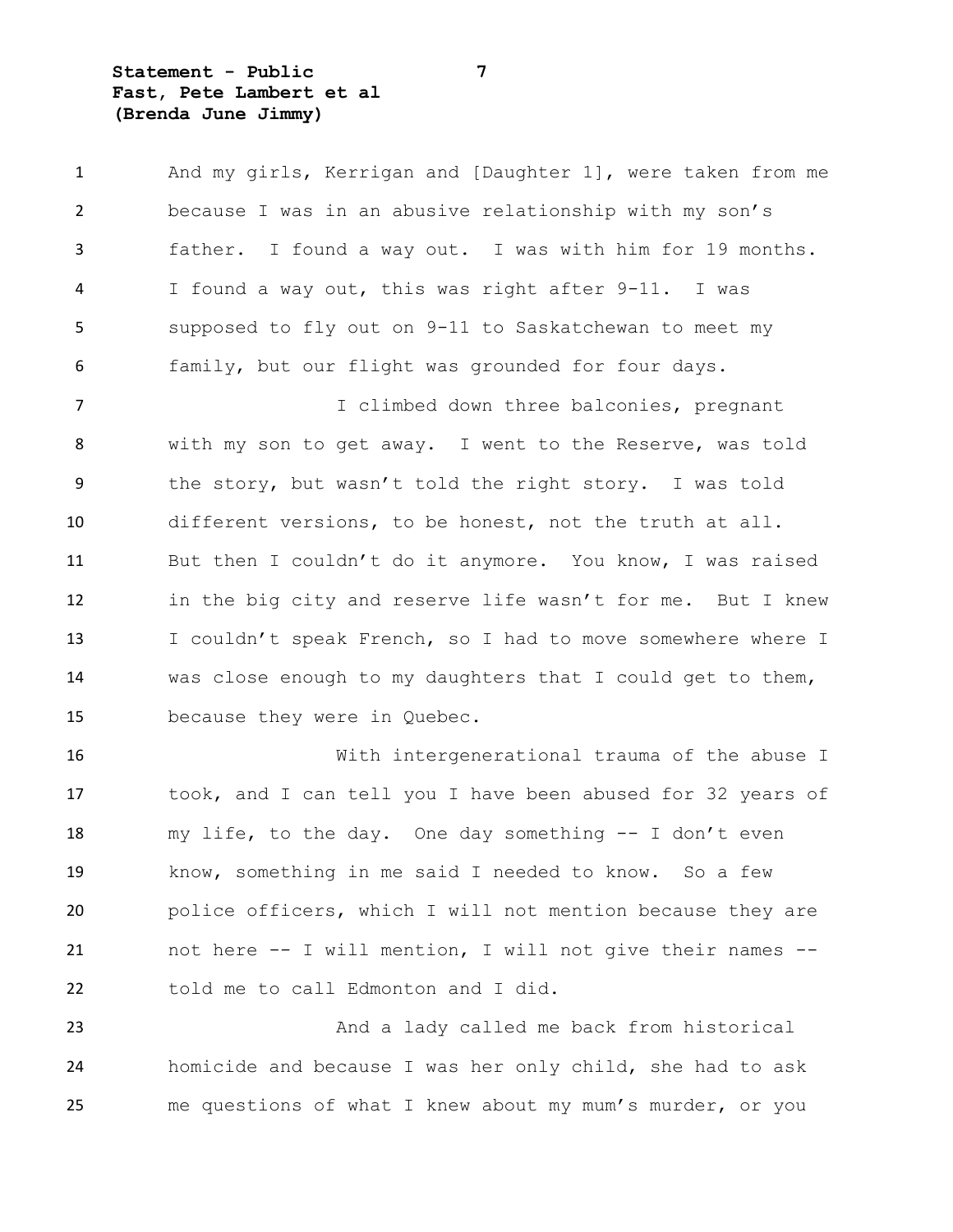And my girls, Kerrigan and [Daughter 1], were taken from me because I was in an abusive relationship with my son's father. I found a way out. I was with him for 19 months. I found a way out, this was right after 9-11. I was supposed to fly out on 9-11 to Saskatchewan to meet my family, but our flight was grounded for four days.

I climbed down three balconies, pregnant with my son to get away. I went to the Reserve, was told the story, but wasn't told the right story. I was told different versions, to be honest, not the truth at all. But then I couldn't do it anymore. You know, I was raised in the big city and reserve life wasn't for me. But I knew I couldn't speak French, so I had to move somewhere where I was close enough to my daughters that I could get to them, because they were in Quebec.

With intergenerational trauma of the abuse I took, and I can tell you I have been abused for 32 years of my life, to the day. One day something -- I don't even know, something in me said I needed to know. So a few police officers, which I will not mention because they are not here -- I will mention, I will not give their names -- told me to call Edmonton and I did.

And a lady called me back from historical homicide and because I was her only child, she had to ask me questions of what I knew about my mum's murder, or you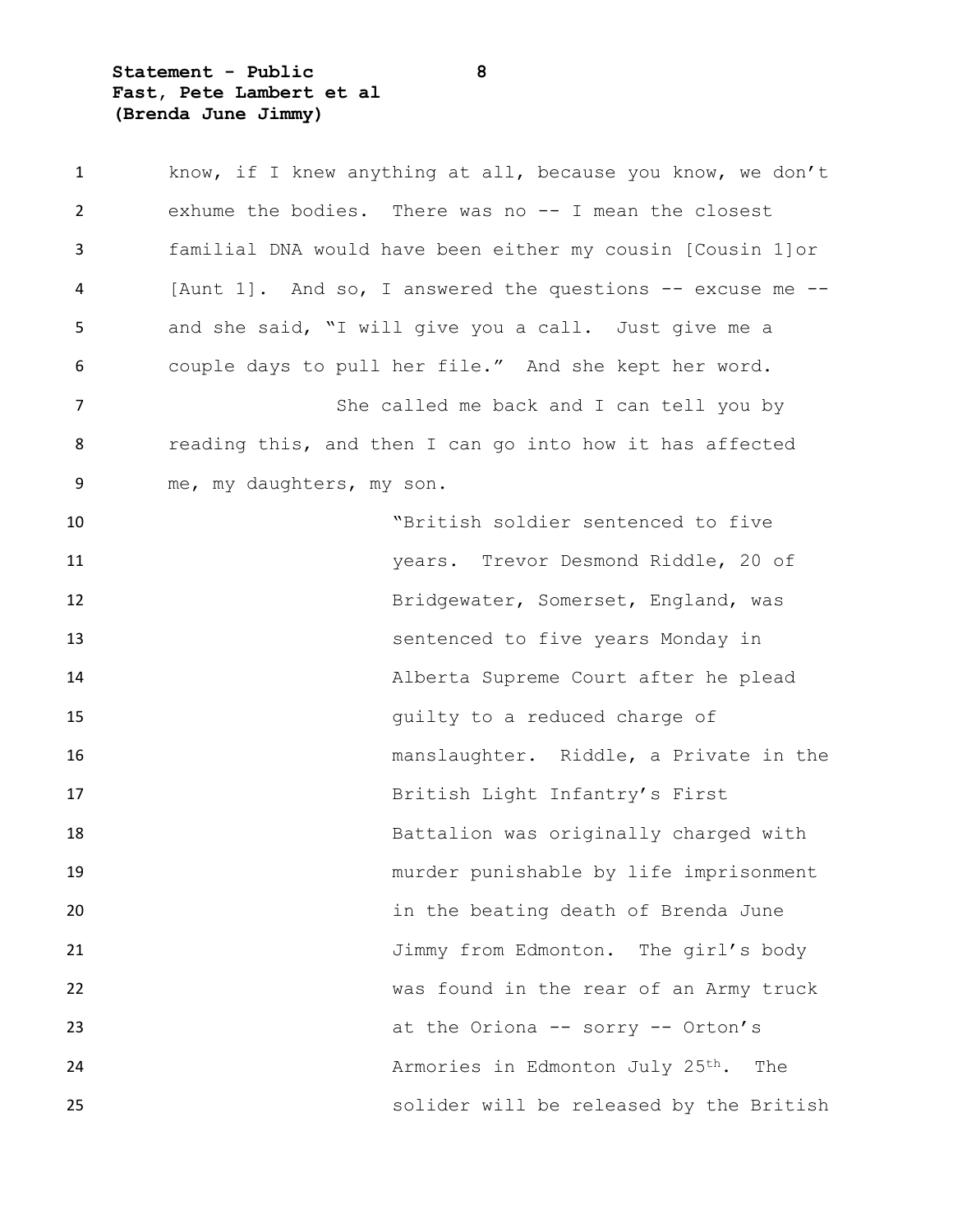know, if I knew anything at all, because you know, we don't exhume the bodies. There was no -- I mean the closest familial DNA would have been either my cousin [Cousin 1]or [Aunt 1]. And so, I answered the questions -- excuse me -- and she said, "I will give you a call. Just give me a couple days to pull her file." And she kept her word.

She called me back and I can tell you by reading this, and then I can go into how it has affected me, my daughters, my son.

> "British soldier sentenced to five years. Trevor Desmond Riddle, 20 of Bridgewater, Somerset, England, was sentenced to five years Monday in Alberta Supreme Court after he plead guilty to a reduced charge of manslaughter. Riddle, a Private in the British Light Infantry's First Battalion was originally charged with murder punishable by life imprisonment in the beating death of Brenda June Jimmy from Edmonton. The girl's body was found in the rear of an Army truck at the Oriona -- sorry -- Orton's Armories in Edmonton July 25th. The solider will be released by the British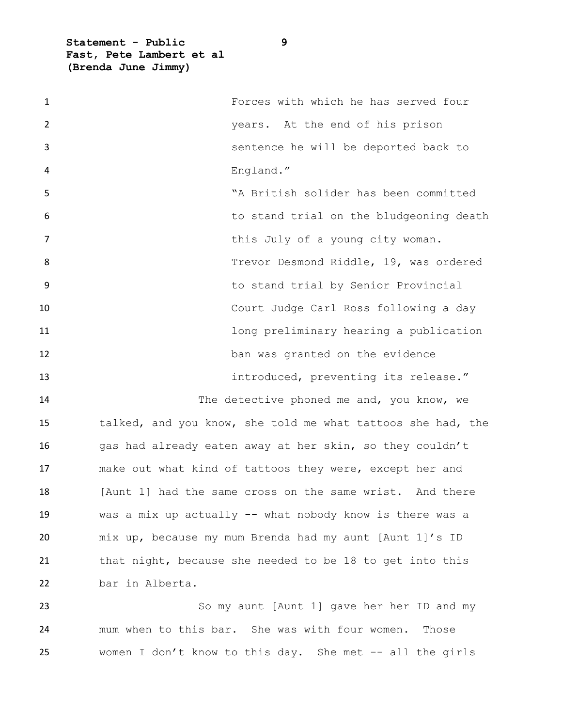Forces with which he has served four years. At the end of his prison sentence he will be deported back to England."

"A British solider has been committed to stand trial on the bludgeoning death this July of a young city woman. Trevor Desmond Riddle, 19, was ordered to stand trial by Senior Provincial Court Judge Carl Ross following a day long preliminary hearing a publication ban was granted on the evidence introduced, preventing its release."

The detective phoned me and, you know, we talked, and you know, she told me what tattoos she had, the gas had already eaten away at her skin, so they couldn't make out what kind of tattoos they were, except her and [Aunt 1] had the same cross on the same wrist. And there was a mix up actually -- what nobody know is there was a mix up, because my mum Brenda had my aunt [Aunt 1]'s ID that night, because she needed to be 18 to get into this bar in Alberta.

So my aunt [Aunt 1] gave her her ID and my mum when to this bar. She was with four women. Those women I don't know to this day. She met -- all the girls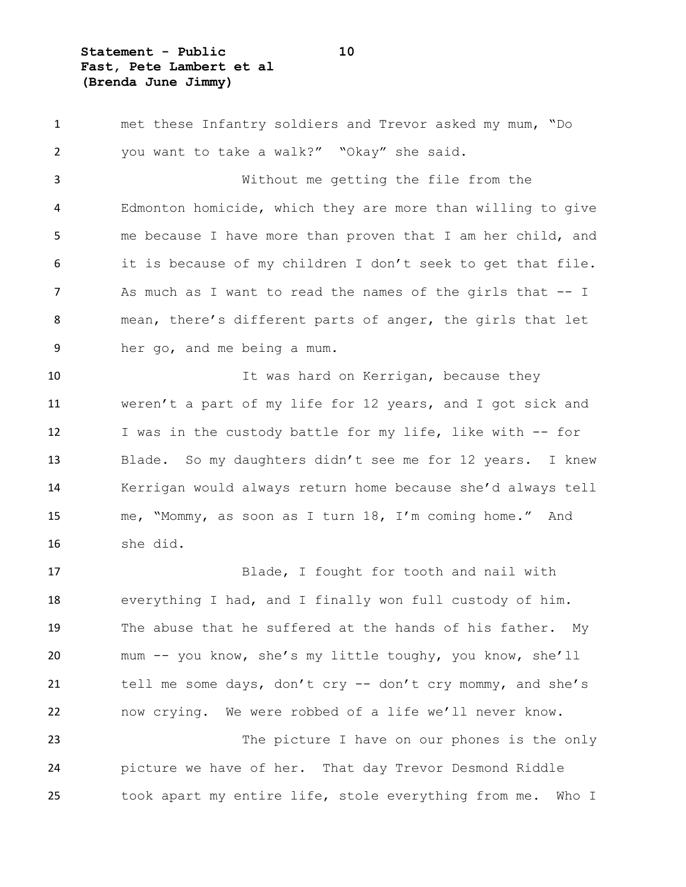met these Infantry soldiers and Trevor asked my mum, "Do you want to take a walk?" "Okay" she said.

Without me getting the file from the Edmonton homicide, which they are more than willing to give me because I have more than proven that I am her child, and it is because of my children I don't seek to get that file. As much as I want to read the names of the girls that -- I mean, there's different parts of anger, the girls that let her go, and me being a mum.

It was hard on Kerrigan, because they weren't a part of my life for 12 years, and I got sick and I was in the custody battle for my life, like with -- for Blade. So my daughters didn't see me for 12 years. I knew Kerrigan would always return home because she'd always tell me, "Mommy, as soon as I turn 18, I'm coming home." And she did.

Blade, I fought for tooth and nail with everything I had, and I finally won full custody of him. The abuse that he suffered at the hands of his father. My mum -- you know, she's my little toughy, you know, she'll tell me some days, don't cry -- don't cry mommy, and she's now crying. We were robbed of a life we'll never know.

The picture I have on our phones is the only picture we have of her. That day Trevor Desmond Riddle took apart my entire life, stole everything from me. Who I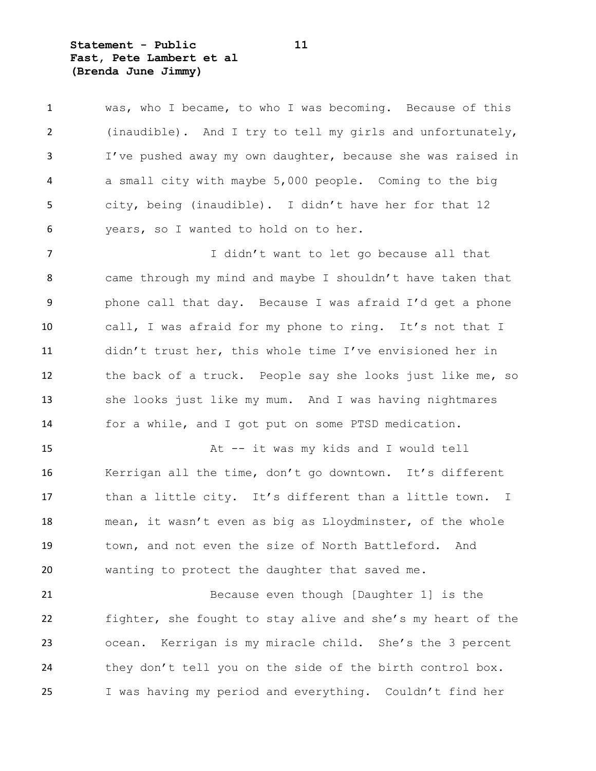was, who I became, to who I was becoming. Because of this (inaudible). And I try to tell my girls and unfortunately, I've pushed away my own daughter, because she was raised in a small city with maybe 5,000 people. Coming to the big city, being (inaudible). I didn't have her for that 12 years, so I wanted to hold on to her.

I didn't want to let go because all that came through my mind and maybe I shouldn't have taken that phone call that day. Because I was afraid I'd get a phone call, I was afraid for my phone to ring. It's not that I didn't trust her, this whole time I've envisioned her in the back of a truck. People say she looks just like me, so she looks just like my mum. And I was having nightmares for a while, and I got put on some PTSD medication.

At -- it was my kids and I would tell Kerrigan all the time, don't go downtown. It's different than a little city. It's different than a little town. I mean, it wasn't even as big as Lloydminster, of the whole town, and not even the size of North Battleford. And wanting to protect the daughter that saved me.

Because even though [Daughter 1] is the fighter, she fought to stay alive and she's my heart of the ocean. Kerrigan is my miracle child. She's the 3 percent they don't tell you on the side of the birth control box. I was having my period and everything. Couldn't find her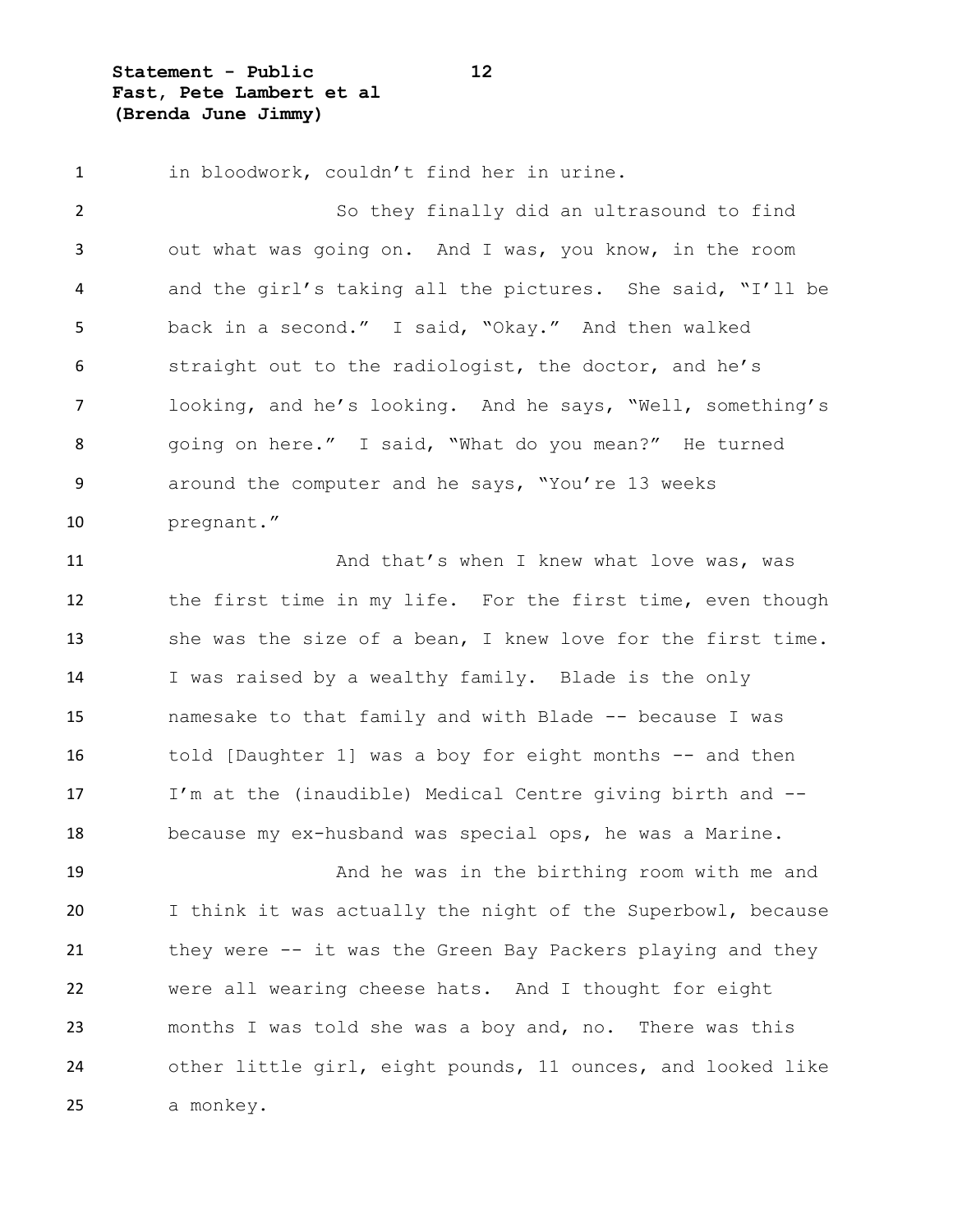in bloodwork, couldn't find her in urine.

So they finally did an ultrasound to find out what was going on. And I was, you know, in the room and the girl's taking all the pictures. She said, "I'll be back in a second." I said, "Okay." And then walked straight out to the radiologist, the doctor, and he's looking, and he's looking. And he says, "Well, something's going on here." I said, "What do you mean?" He turned around the computer and he says, "You're 13 weeks pregnant."

And that's when I knew what love was, was the first time in my life. For the first time, even though she was the size of a bean, I knew love for the first time. I was raised by a wealthy family. Blade is the only namesake to that family and with Blade -- because I was told [Daughter 1] was a boy for eight months -- and then I'm at the (inaudible) Medical Centre giving birth and -- because my ex-husband was special ops, he was a Marine.

And he was in the birthing room with me and I think it was actually the night of the Superbowl, because they were -- it was the Green Bay Packers playing and they were all wearing cheese hats. And I thought for eight months I was told she was a boy and, no. There was this other little girl, eight pounds, 11 ounces, and looked like a monkey.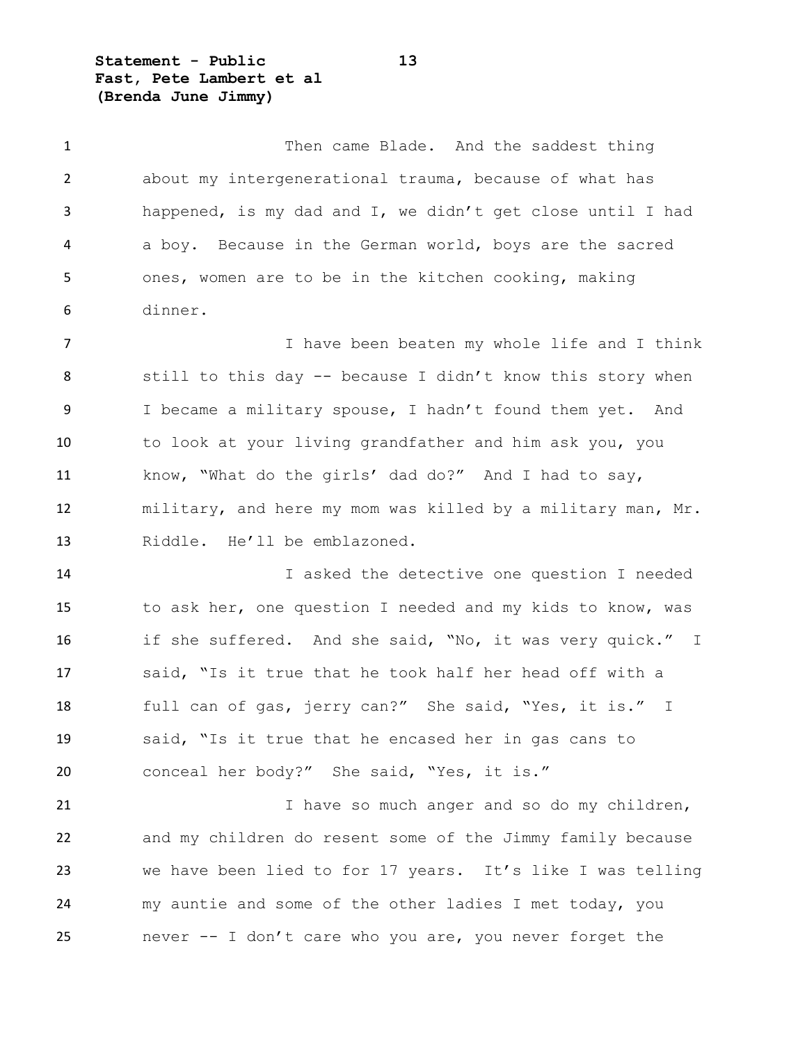Then came Blade. And the saddest thing about my intergenerational trauma, because of what has happened, is my dad and I, we didn't get close until I had a boy. Because in the German world, boys are the sacred ones, women are to be in the kitchen cooking, making dinner.

I have been beaten my whole life and I think still to this day -- because I didn't know this story when I became a military spouse, I hadn't found them yet. And to look at your living grandfather and him ask you, you know, "What do the girls' dad do?" And I had to say, military, and here my mom was killed by a military man, Mr. Riddle. He'll be emblazoned.

I asked the detective one question I needed to ask her, one question I needed and my kids to know, was if she suffered. And she said, "No, it was very quick." I said, "Is it true that he took half her head off with a full can of gas, jerry can?" She said, "Yes, it is." I said, "Is it true that he encased her in gas cans to conceal her body?" She said, "Yes, it is."

I have so much anger and so do my children, and my children do resent some of the Jimmy family because we have been lied to for 17 years. It's like I was telling my auntie and some of the other ladies I met today, you never -- I don't care who you are, you never forget the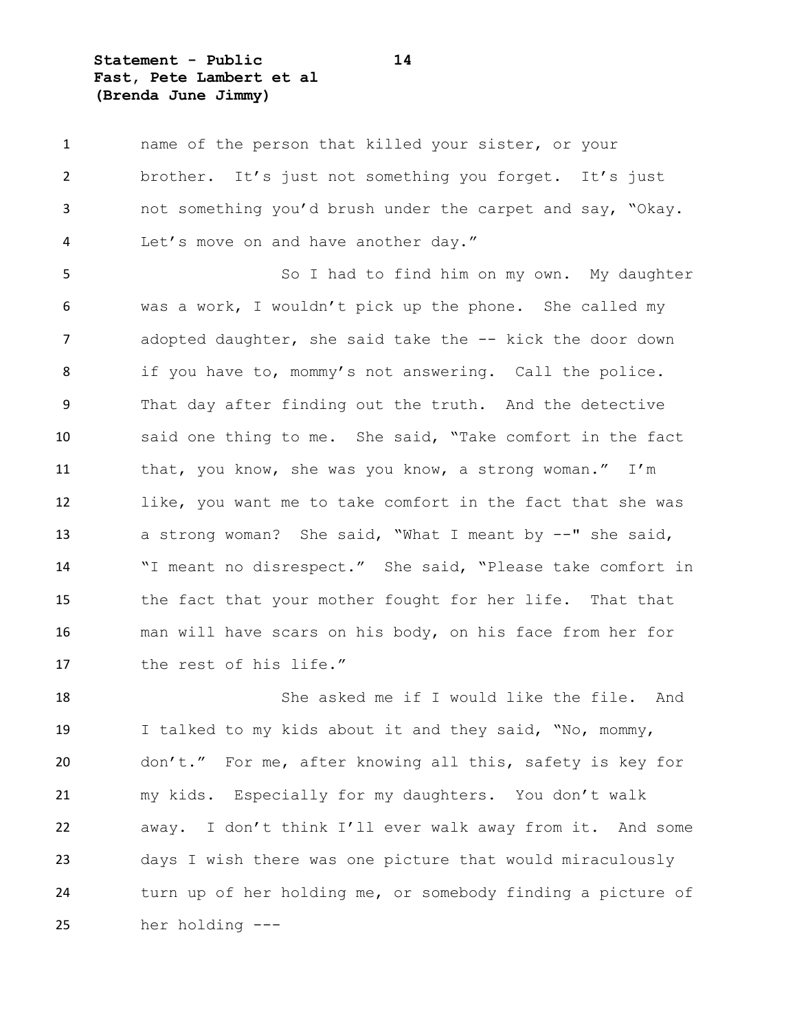name of the person that killed your sister, or your brother. It's just not something you forget. It's just not something you'd brush under the carpet and say, "Okay. Let's move on and have another day."

So I had to find him on my own. My daughter was a work, I wouldn't pick up the phone. She called my adopted daughter, she said take the -- kick the door down if you have to, mommy's not answering. Call the police. That day after finding out the truth. And the detective said one thing to me. She said, "Take comfort in the fact that, you know, she was you know, a strong woman." I'm like, you want me to take comfort in the fact that she was a strong woman? She said, "What I meant by --" she said, "I meant no disrespect." She said, "Please take comfort in the fact that your mother fought for her life. That that man will have scars on his body, on his face from her for the rest of his life."

She asked me if I would like the file. And I talked to my kids about it and they said, "No, mommy, don't." For me, after knowing all this, safety is key for my kids. Especially for my daughters. You don't walk away. I don't think I'll ever walk away from it. And some days I wish there was one picture that would miraculously turn up of her holding me, or somebody finding a picture of her holding ---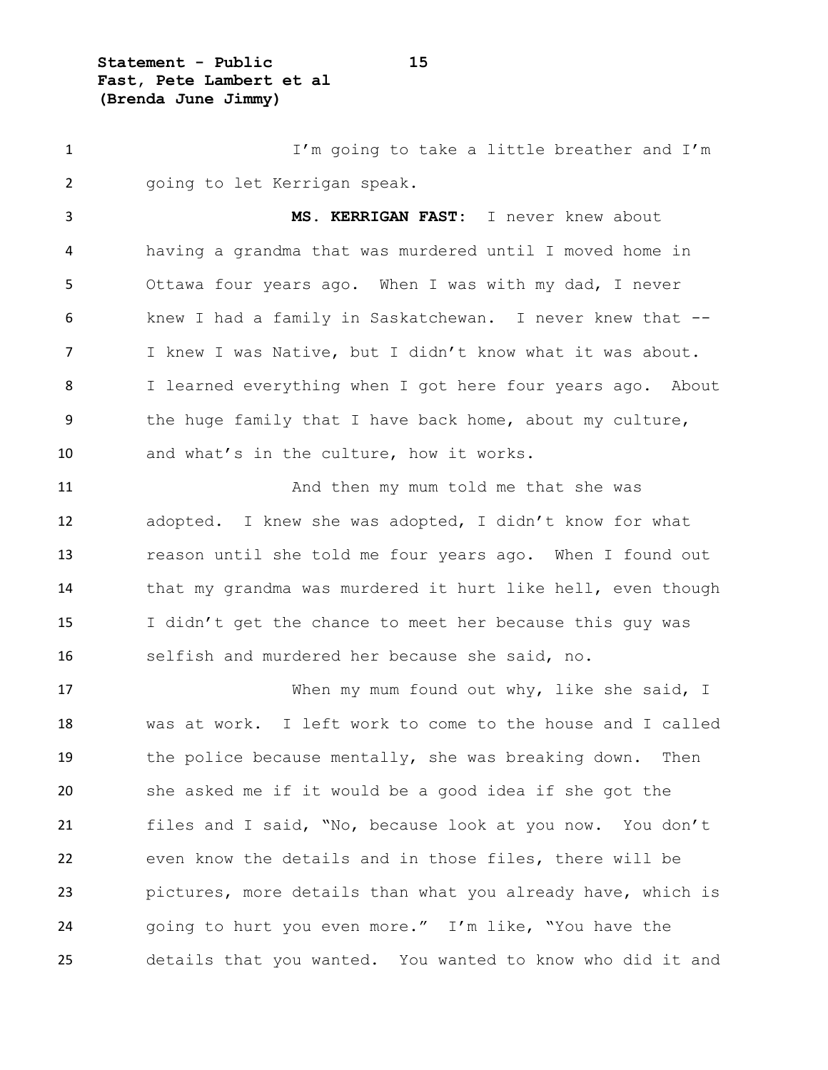I'm going to take a little breather and I'm going to let Kerrigan speak.

**MS. KERRIGAN FAST:** I never knew about having a grandma that was murdered until I moved home in Ottawa four years ago. When I was with my dad, I never knew I had a family in Saskatchewan. I never knew that -- I knew I was Native, but I didn't know what it was about. I learned everything when I got here four years ago. About the huge family that I have back home, about my culture, and what's in the culture, how it works.

And then my mum told me that she was adopted. I knew she was adopted, I didn't know for what reason until she told me four years ago. When I found out that my grandma was murdered it hurt like hell, even though I didn't get the chance to meet her because this guy was selfish and murdered her because she said, no.

When my mum found out why, like she said, I was at work. I left work to come to the house and I called the police because mentally, she was breaking down. Then she asked me if it would be a good idea if she got the files and I said, "No, because look at you now. You don't even know the details and in those files, there will be pictures, more details than what you already have, which is going to hurt you even more." I'm like, "You have the details that you wanted. You wanted to know who did it and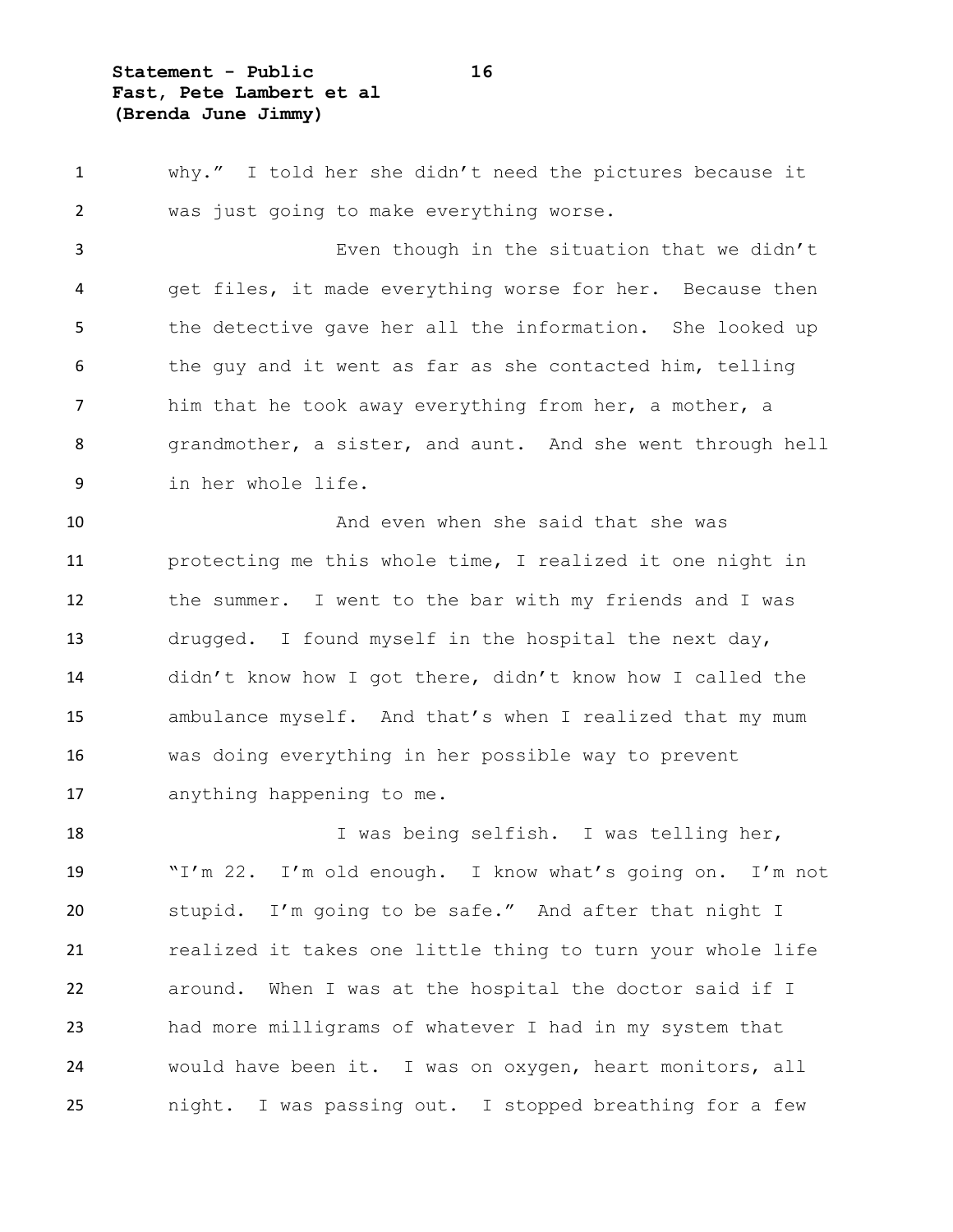why." I told her she didn't need the pictures because it was just going to make everything worse.

Even though in the situation that we didn't get files, it made everything worse for her. Because then the detective gave her all the information. She looked up the guy and it went as far as she contacted him, telling him that he took away everything from her, a mother, a grandmother, a sister, and aunt. And she went through hell in her whole life.

And even when she said that she was protecting me this whole time, I realized it one night in the summer. I went to the bar with my friends and I was drugged. I found myself in the hospital the next day, didn't know how I got there, didn't know how I called the ambulance myself. And that's when I realized that my mum was doing everything in her possible way to prevent anything happening to me.

I was being selfish. I was telling her, "I'm 22. I'm old enough. I know what's going on. I'm not stupid. I'm going to be safe." And after that night I realized it takes one little thing to turn your whole life around. When I was at the hospital the doctor said if I had more milligrams of whatever I had in my system that would have been it. I was on oxygen, heart monitors, all night. I was passing out. I stopped breathing for a few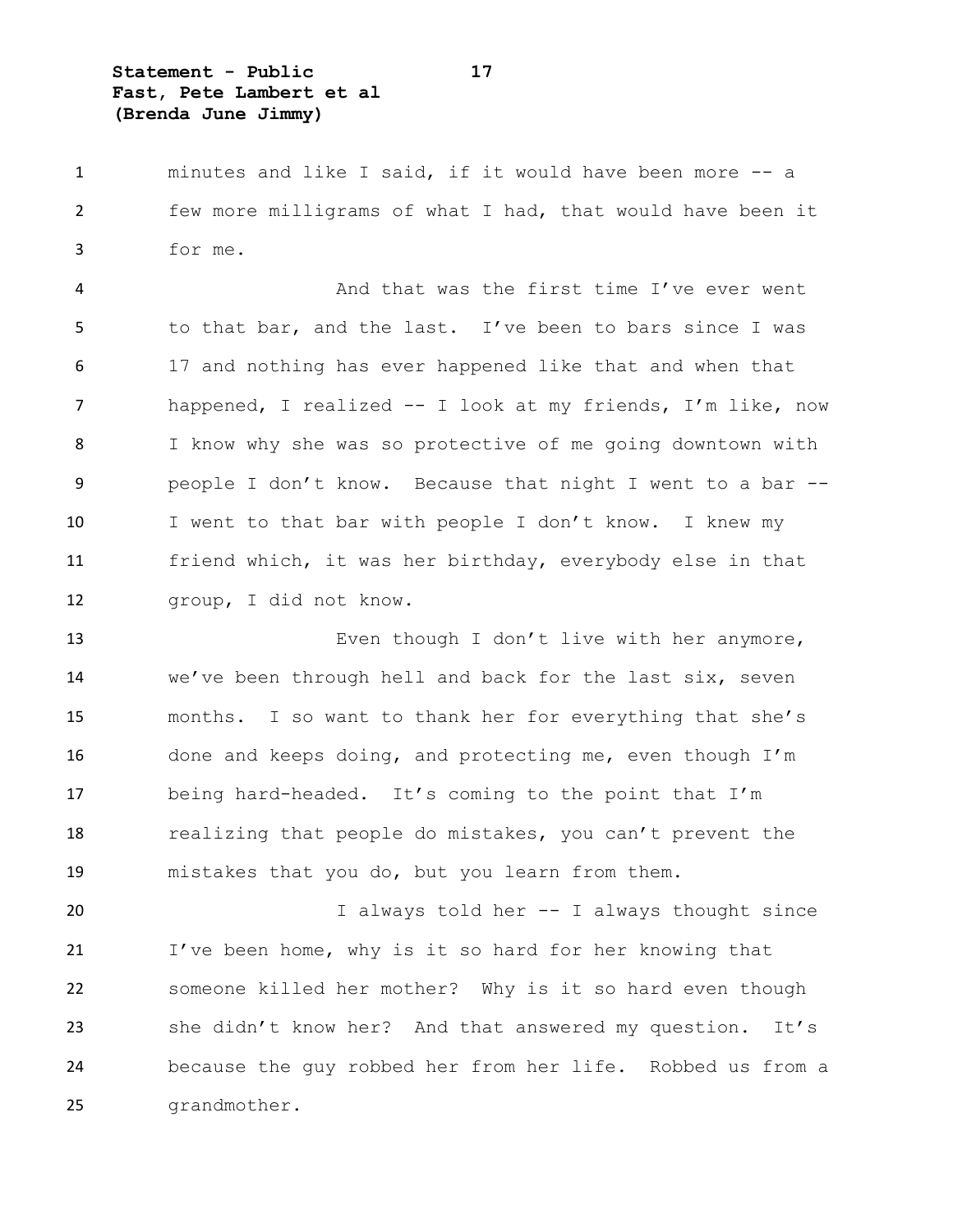minutes and like I said, if it would have been more -- a few more milligrams of what I had, that would have been it for me.

And that was the first time I've ever went to that bar, and the last. I've been to bars since I was 17 and nothing has ever happened like that and when that happened, I realized -- I look at my friends, I'm like, now I know why she was so protective of me going downtown with people I don't know. Because that night I went to a bar -- I went to that bar with people I don't know. I knew my friend which, it was her birthday, everybody else in that group, I did not know.

Even though I don't live with her anymore, we've been through hell and back for the last six, seven months. I so want to thank her for everything that she's done and keeps doing, and protecting me, even though I'm being hard-headed. It's coming to the point that I'm realizing that people do mistakes, you can't prevent the mistakes that you do, but you learn from them.

I always told her -- I always thought since I've been home, why is it so hard for her knowing that someone killed her mother? Why is it so hard even though she didn't know her? And that answered my question. It's because the guy robbed her from her life. Robbed us from a grandmother.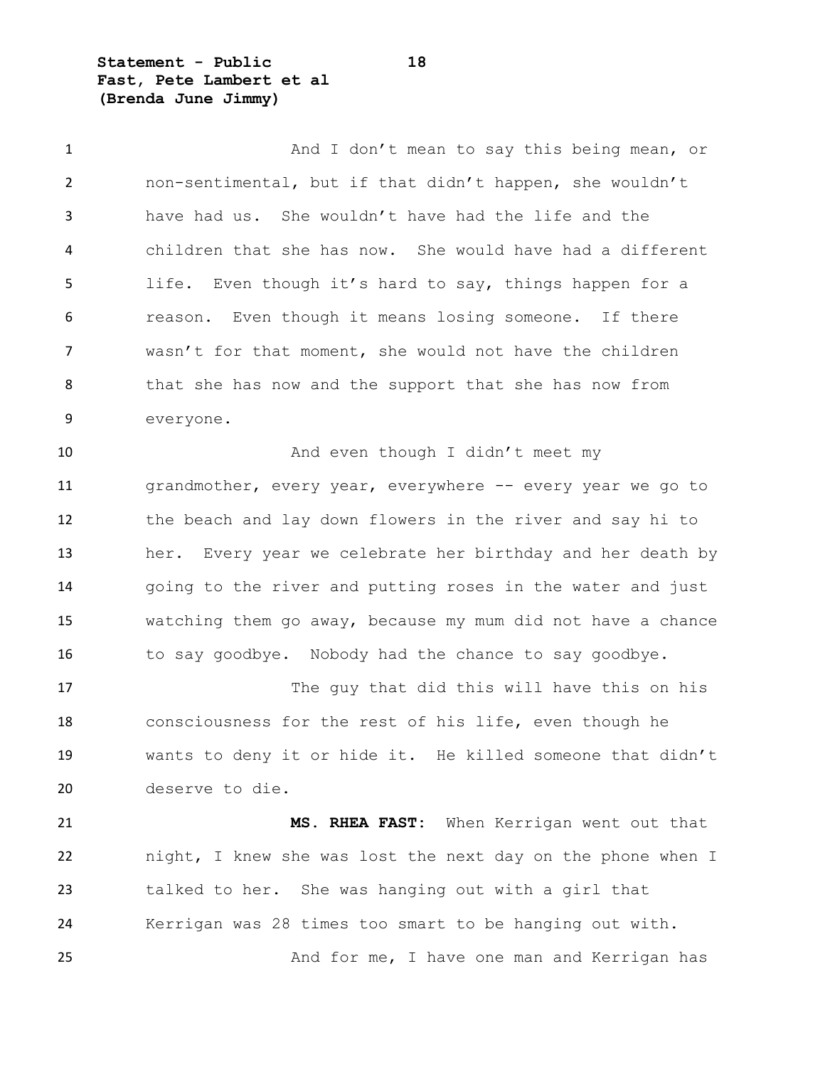And I don't mean to say this being mean, or non-sentimental, but if that didn't happen, she wouldn't have had us. She wouldn't have had the life and the children that she has now. She would have had a different life. Even though it's hard to say, things happen for a reason. Even though it means losing someone. If there wasn't for that moment, she would not have the children that she has now and the support that she has now from everyone.

And even though I didn't meet my grandmother, every year, everywhere -- every year we go to the beach and lay down flowers in the river and say hi to her. Every year we celebrate her birthday and her death by going to the river and putting roses in the water and just watching them go away, because my mum did not have a chance to say goodbye. Nobody had the chance to say goodbye.

The guy that did this will have this on his consciousness for the rest of his life, even though he wants to deny it or hide it. He killed someone that didn't deserve to die.

**MS. RHEA FAST:** When Kerrigan went out that night, I knew she was lost the next day on the phone when I talked to her. She was hanging out with a girl that Kerrigan was 28 times too smart to be hanging out with.

And for me, I have one man and Kerrigan has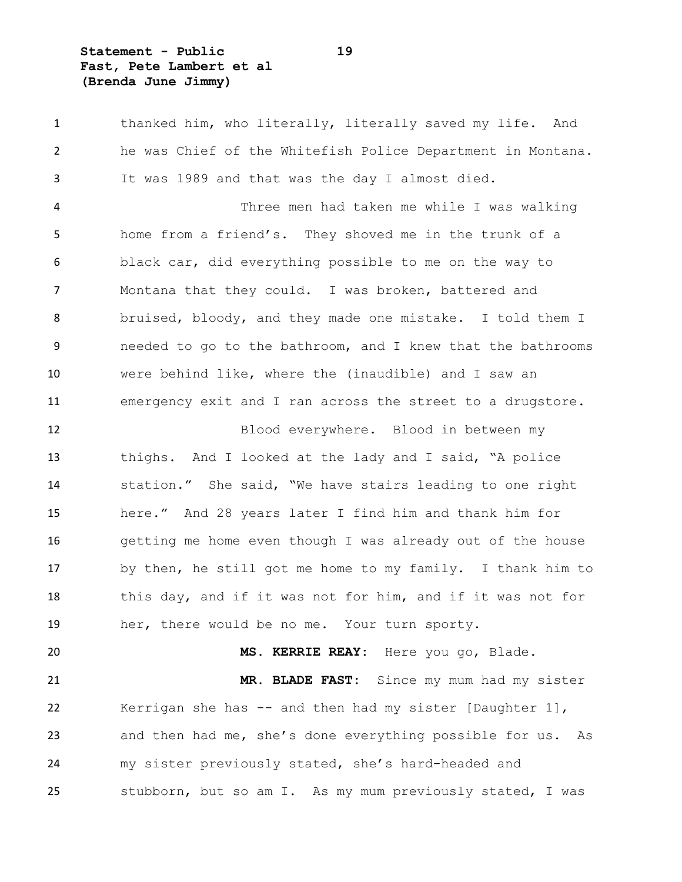thanked him, who literally, literally saved my life. And he was Chief of the Whitefish Police Department in Montana. It was 1989 and that was the day I almost died.

Three men had taken me while I was walking home from a friend's. They shoved me in the trunk of a black car, did everything possible to me on the way to Montana that they could. I was broken, battered and bruised, bloody, and they made one mistake. I told them I needed to go to the bathroom, and I knew that the bathrooms were behind like, where the (inaudible) and I saw an emergency exit and I ran across the street to a drugstore.

Blood everywhere. Blood in between my thighs. And I looked at the lady and I said, "A police station." She said, "We have stairs leading to one right here." And 28 years later I find him and thank him for getting me home even though I was already out of the house by then, he still got me home to my family. I thank him to this day, and if it was not for him, and if it was not for her, there would be no me. Your turn sporty.

**MS. KERRIE REAY:** Here you go, Blade.

**MR. BLADE FAST:** Since my mum had my sister Kerrigan she has -- and then had my sister [Daughter 1], and then had me, she's done everything possible for us. As my sister previously stated, she's hard-headed and stubborn, but so am I. As my mum previously stated, I was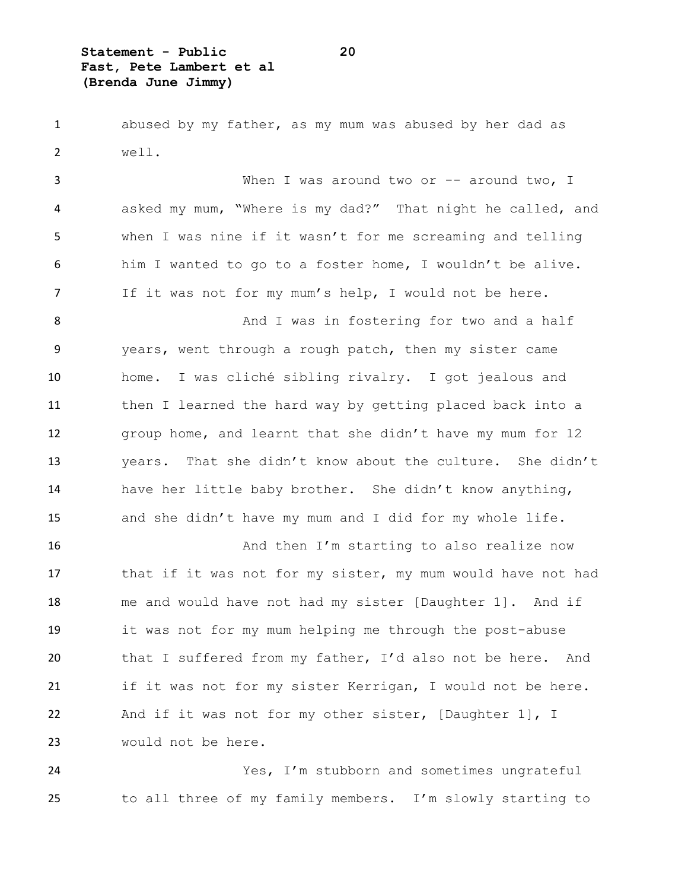abused by my father, as my mum was abused by her dad as well.

When I was around two or -- around two, I asked my mum, "Where is my dad?" That night he called, and when I was nine if it wasn't for me screaming and telling him I wanted to go to a foster home, I wouldn't be alive. If it was not for my mum's help, I would not be here.

And I was in fostering for two and a half years, went through a rough patch, then my sister came home. I was cliché sibling rivalry. I got jealous and then I learned the hard way by getting placed back into a group home, and learnt that she didn't have my mum for 12 years. That she didn't know about the culture. She didn't have her little baby brother. She didn't know anything, and she didn't have my mum and I did for my whole life.

And then I'm starting to also realize now that if it was not for my sister, my mum would have not had me and would have not had my sister [Daughter 1]. And if it was not for my mum helping me through the post-abuse that I suffered from my father, I'd also not be here. And if it was not for my sister Kerrigan, I would not be here. And if it was not for my other sister, [Daughter 1], I would not be here.

Yes, I'm stubborn and sometimes ungrateful to all three of my family members. I'm slowly starting to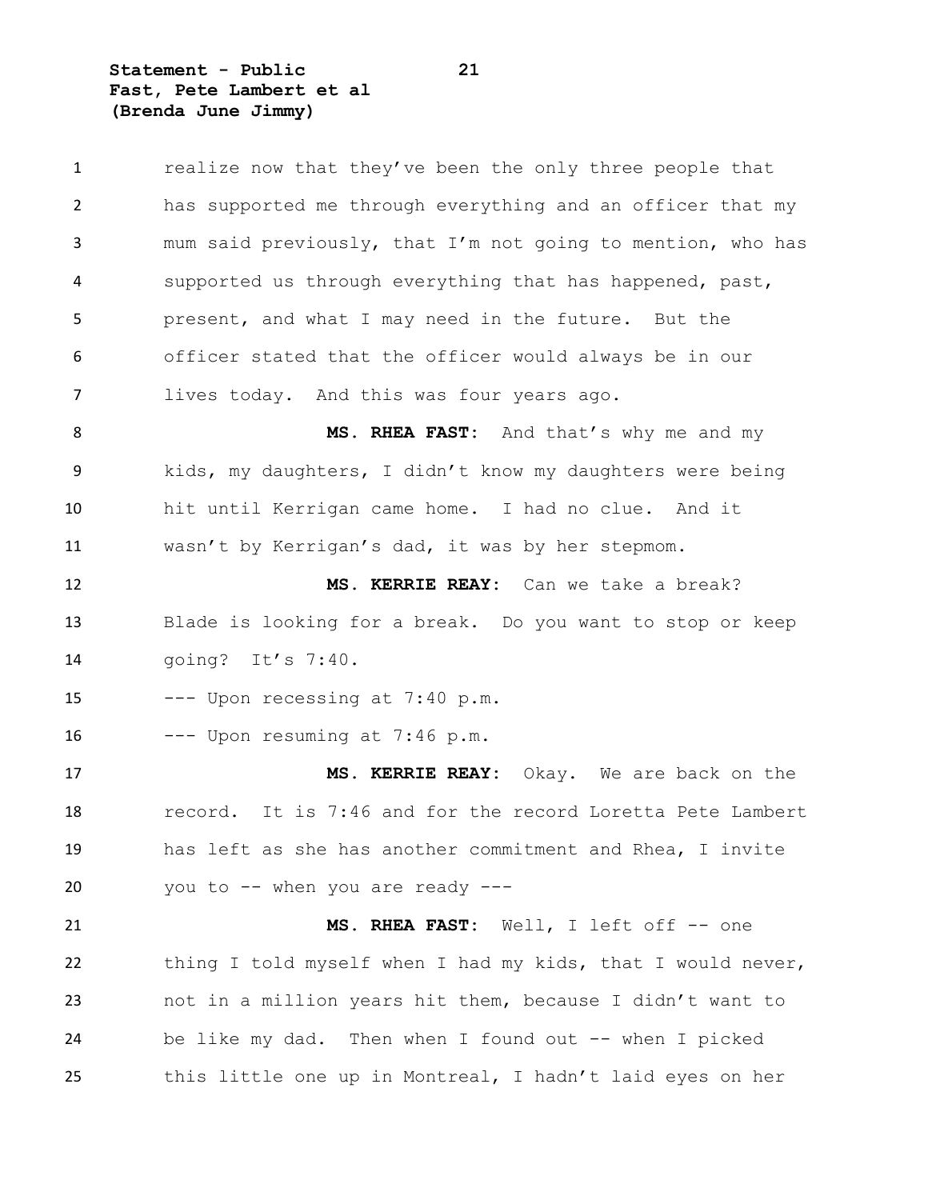realize now that they've been the only three people that has supported me through everything and an officer that my mum said previously, that I'm not going to mention, who has supported us through everything that has happened, past, present, and what I may need in the future. But the officer stated that the officer would always be in our lives today. And this was four years ago.

**MS. RHEA FAST:** And that's why me and my kids, my daughters, I didn't know my daughters were being hit until Kerrigan came home. I had no clue. And it wasn't by Kerrigan's dad, it was by her stepmom.

**MS. KERRIE REAY:** Can we take a break? Blade is looking for a break. Do you want to stop or keep going? It's 7:40.

--- Upon recessing at 7:40 p.m.

--- Upon resuming at 7:46 p.m.

**MS. KERRIE REAY:** Okay. We are back on the record. It is 7:46 and for the record Loretta Pete Lambert has left as she has another commitment and Rhea, I invite you to -- when you are ready ---

**MS. RHEA FAST:** Well, I left off -- one thing I told myself when I had my kids, that I would never, not in a million years hit them, because I didn't want to be like my dad. Then when I found out -- when I picked this little one up in Montreal, I hadn't laid eyes on her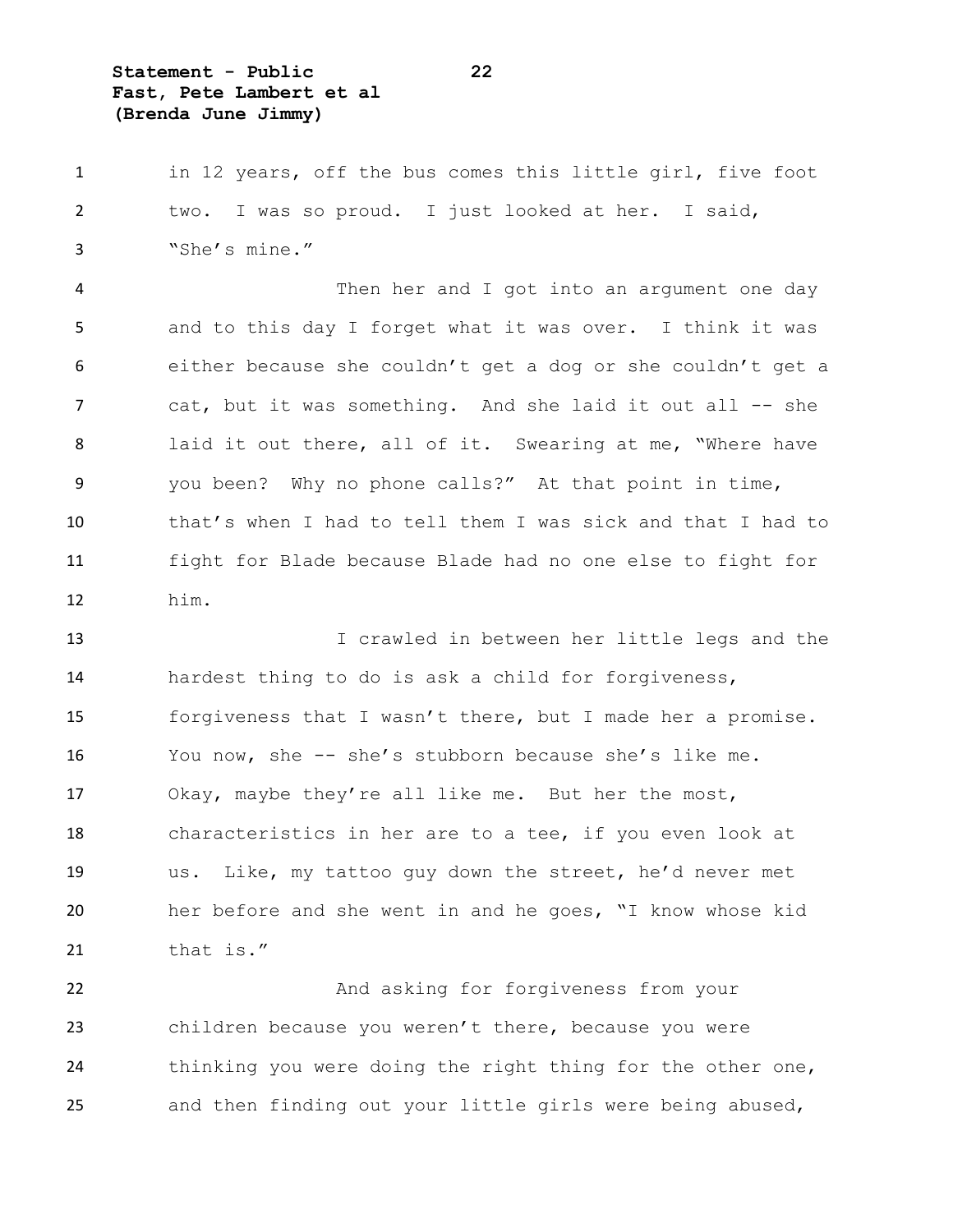in 12 years, off the bus comes this little girl, five foot two. I was so proud. I just looked at her. I said, "She's mine."

Then her and I got into an argument one day and to this day I forget what it was over. I think it was either because she couldn't get a dog or she couldn't get a cat, but it was something. And she laid it out all -- she laid it out there, all of it. Swearing at me, "Where have you been? Why no phone calls?" At that point in time, that's when I had to tell them I was sick and that I had to fight for Blade because Blade had no one else to fight for him.

I crawled in between her little legs and the hardest thing to do is ask a child for forgiveness, forgiveness that I wasn't there, but I made her a promise. You now, she -- she's stubborn because she's like me. Okay, maybe they're all like me. But her the most, characteristics in her are to a tee, if you even look at us. Like, my tattoo guy down the street, he'd never met her before and she went in and he goes, "I know whose kid that is."

And asking for forgiveness from your children because you weren't there, because you were thinking you were doing the right thing for the other one, and then finding out your little girls were being abused,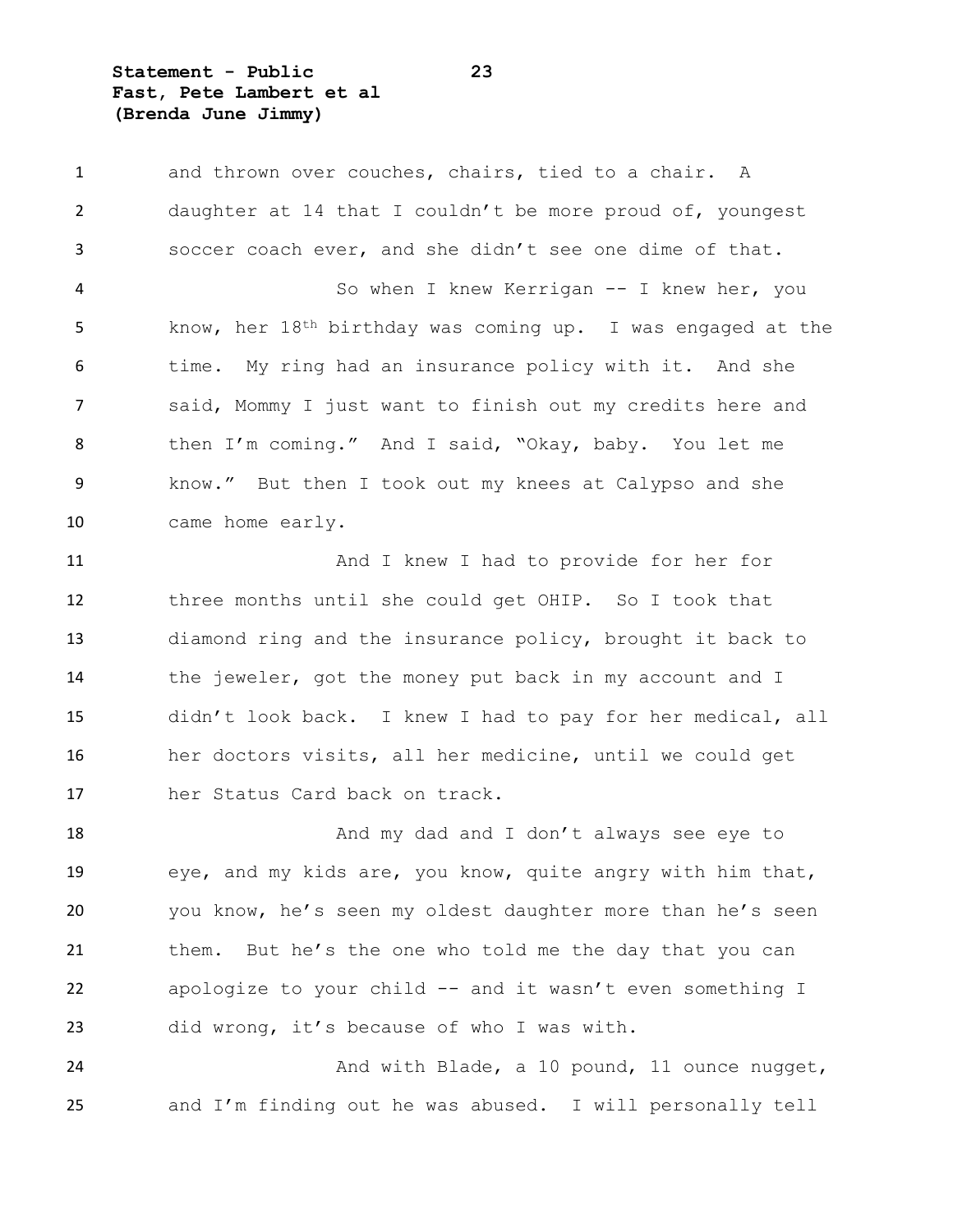and thrown over couches, chairs, tied to a chair. A daughter at 14 that I couldn't be more proud of, youngest soccer coach ever, and she didn't see one dime of that.

So when I knew Kerrigan -- I knew her, you know, her 18th birthday was coming up. I was engaged at the time. My ring had an insurance policy with it. And she said, Mommy I just want to finish out my credits here and then I'm coming." And I said, "Okay, baby. You let me know." But then I took out my knees at Calypso and she came home early.

And I knew I had to provide for her for three months until she could get OHIP. So I took that diamond ring and the insurance policy, brought it back to the jeweler, got the money put back in my account and I didn't look back. I knew I had to pay for her medical, all her doctors visits, all her medicine, until we could get her Status Card back on track.

And my dad and I don't always see eye to eye, and my kids are, you know, quite angry with him that, you know, he's seen my oldest daughter more than he's seen them. But he's the one who told me the day that you can apologize to your child -- and it wasn't even something I did wrong, it's because of who I was with.

And with Blade, a 10 pound, 11 ounce nugget, and I'm finding out he was abused. I will personally tell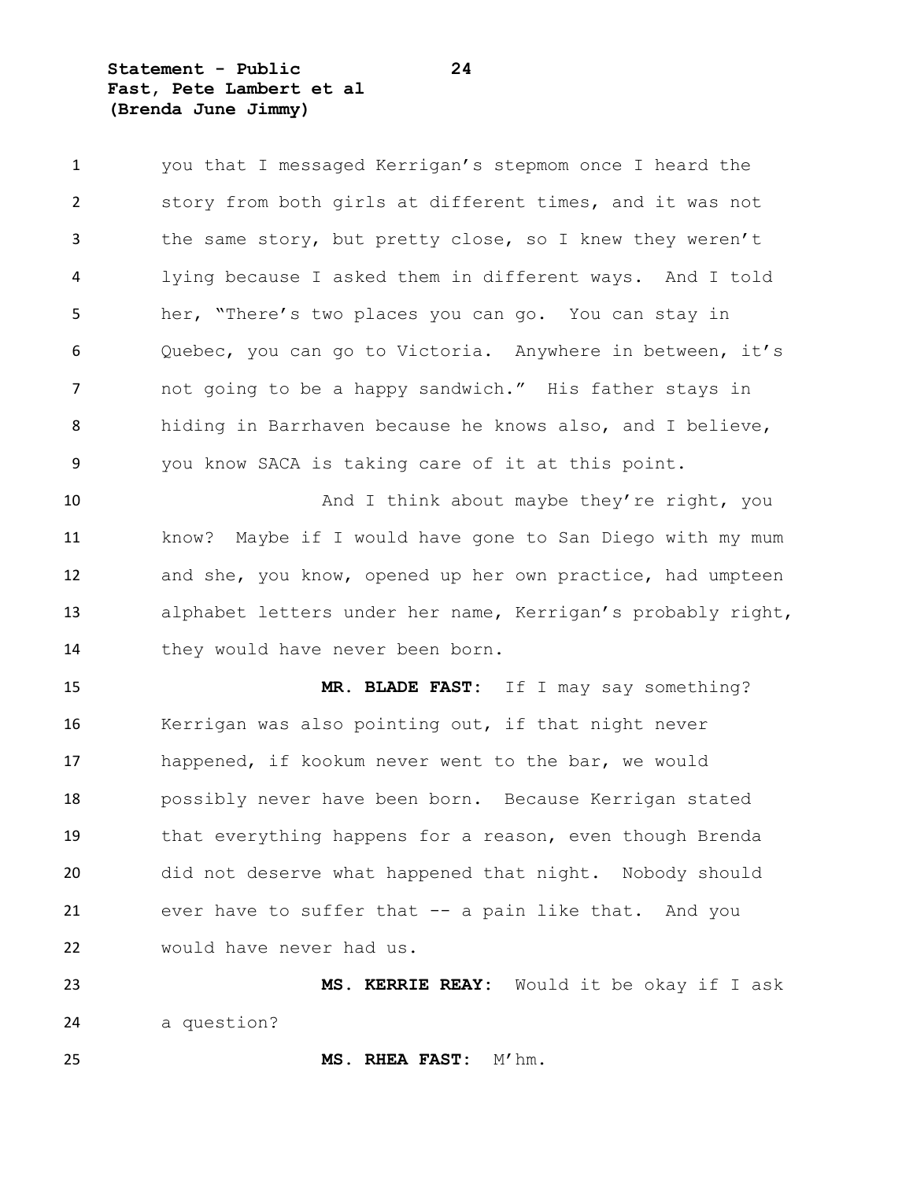you that I messaged Kerrigan's stepmom once I heard the story from both girls at different times, and it was not the same story, but pretty close, so I knew they weren't lying because I asked them in different ways. And I told her, "There's two places you can go. You can stay in Quebec, you can go to Victoria. Anywhere in between, it's not going to be a happy sandwich." His father stays in hiding in Barrhaven because he knows also, and I believe, you know SACA is taking care of it at this point.

And I think about maybe they're right, you know? Maybe if I would have gone to San Diego with my mum and she, you know, opened up her own practice, had umpteen alphabet letters under her name, Kerrigan's probably right, they would have never been born.

**MR. BLADE FAST:** If I may say something? Kerrigan was also pointing out, if that night never happened, if kookum never went to the bar, we would possibly never have been born. Because Kerrigan stated that everything happens for a reason, even though Brenda did not deserve what happened that night. Nobody should ever have to suffer that -- a pain like that. And you would have never had us.

**MS. KERRIE REAY:** Would it be okay if I ask a question?

**MS. RHEA FAST:** M'hm.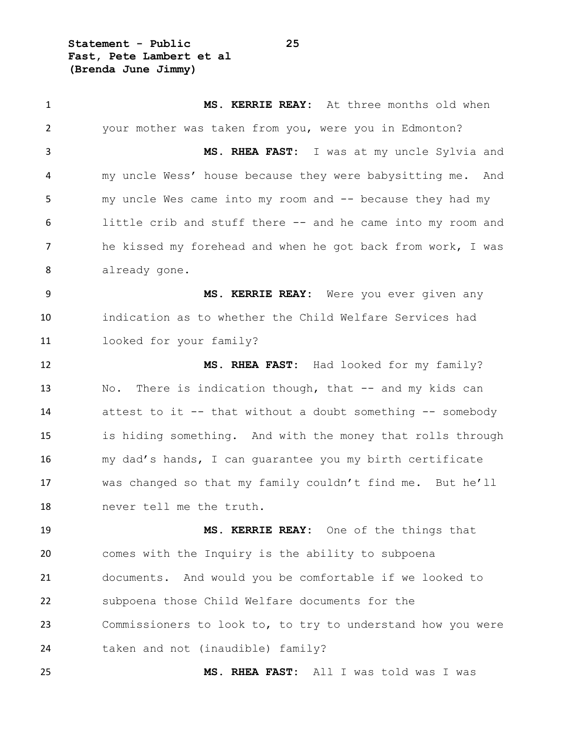**MS. KERRIE REAY:** At three months old when your mother was taken from you, were you in Edmonton?

**MS. RHEA FAST:** I was at my uncle Sylvia and my uncle Wess' house because they were babysitting me. And my uncle Wes came into my room and -- because they had my little crib and stuff there -- and he came into my room and he kissed my forehead and when he got back from work, I was already gone.

**MS. KERRIE REAY:** Were you ever given any indication as to whether the Child Welfare Services had looked for your family?

**MS. RHEA FAST:** Had looked for my family? No. There is indication though, that -- and my kids can attest to it -- that without a doubt something -- somebody is hiding something. And with the money that rolls through my dad's hands, I can guarantee you my birth certificate was changed so that my family couldn't find me. But he'll never tell me the truth.

**MS. KERRIE REAY:** One of the things that comes with the Inquiry is the ability to subpoena documents. And would you be comfortable if we looked to subpoena those Child Welfare documents for the Commissioners to look to, to try to understand how you were taken and not (inaudible) family?

**MS. RHEA FAST:** All I was told was I was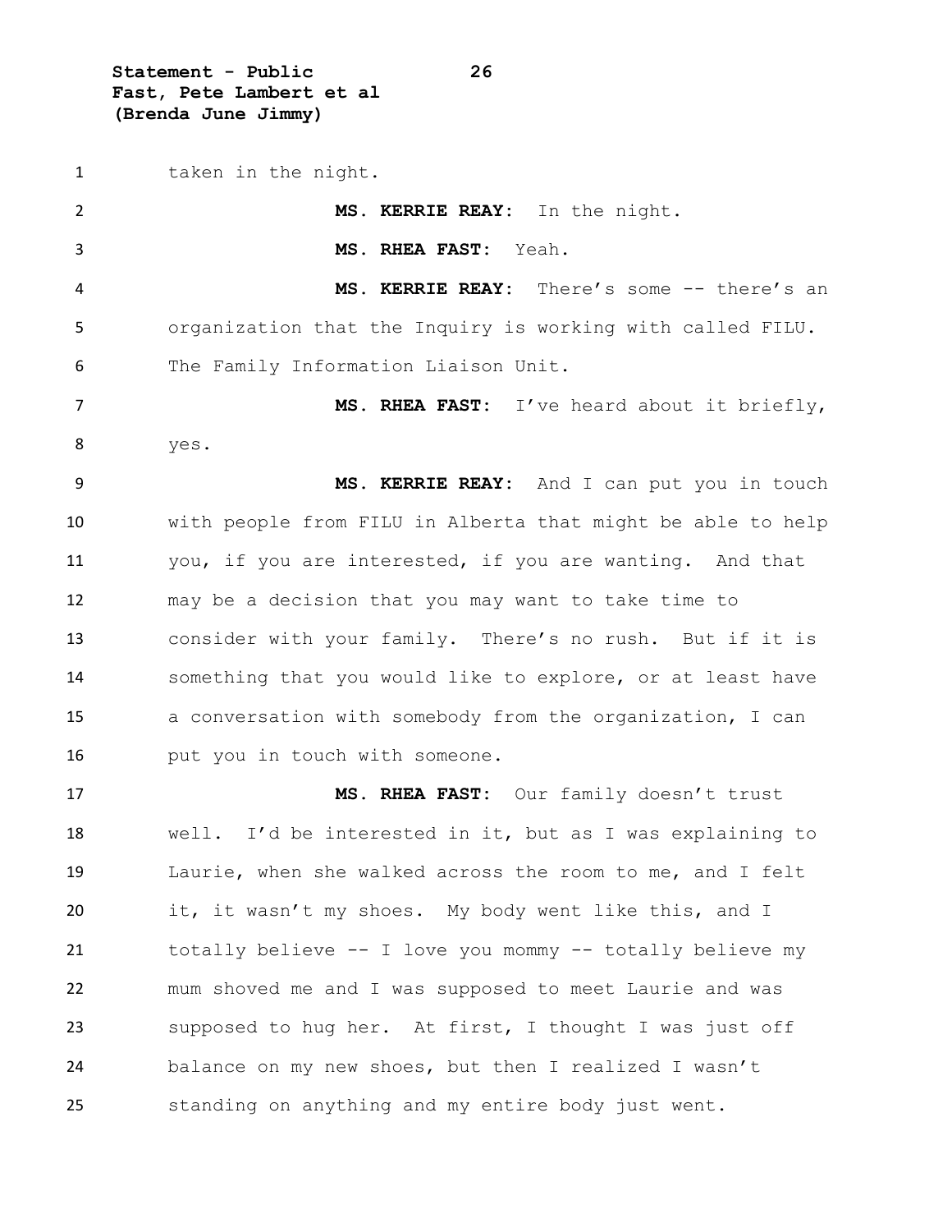taken in the night.

**MS. KERRIE REAY**: In the night.

**MS. RHEA FAST**: Yeah.

**MS. KERRIE REAY**: There's some -- there's an organization that the Inquiry is working with called FILU. The Family Information Liaison Unit.

**MS. RHEA FAST**: I've heard about it briefly, yes.

**MS. KERRIE REAY**: And I can put you in touch with people from FILU in Alberta that might be able to help you, if you are interested, if you are wanting. And that may be a decision that you may want to take time to consider with your family. There's no rush. But if it is something that you would like to explore, or at least have a conversation with somebody from the organization, I can put you in touch with someone.

**MS. RHEA FAST**: Our family doesn't trust well. I'd be interested in it, but as I was explaining to Laurie, when she walked across the room to me, and I felt it, it wasn't my shoes. My body went like this, and I totally believe -- I love you mommy -- totally believe my mum shoved me and I was supposed to meet Laurie and was supposed to hug her. At first, I thought I was just off balance on my new shoes, but then I realized I wasn't standing on anything and my entire body just went.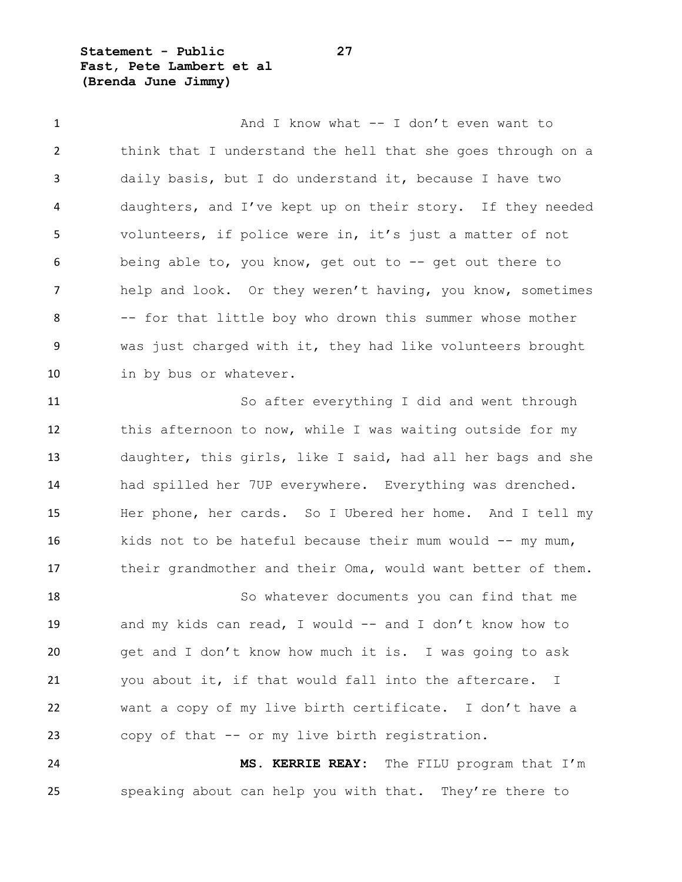And I know what -- I don't even want to think that I understand the hell that she goes through on a daily basis, but I do understand it, because I have two daughters, and I've kept up on their story. If they needed volunteers, if police were in, it's just a matter of not being able to, you know, get out to -- get out there to help and look. Or they weren't having, you know, sometimes -- for that little boy who drown this summer whose mother was just charged with it, they had like volunteers brought in by bus or whatever.

So after everything I did and went through this afternoon to now, while I was waiting outside for my daughter, this girls, like I said, had all her bags and she had spilled her 7UP everywhere. Everything was drenched. Her phone, her cards. So I Ubered her home. And I tell my kids not to be hateful because their mum would -- my mum, their grandmother and their Oma, would want better of them.

So whatever documents you can find that me and my kids can read, I would -- and I don't know how to get and I don't know how much it is. I was going to ask you about it, if that would fall into the aftercare. I want a copy of my live birth certificate. I don't have a copy of that -- or my live birth registration.

**MS. KERRIE REAY:** The FILU program that I'm speaking about can help you with that. They're there to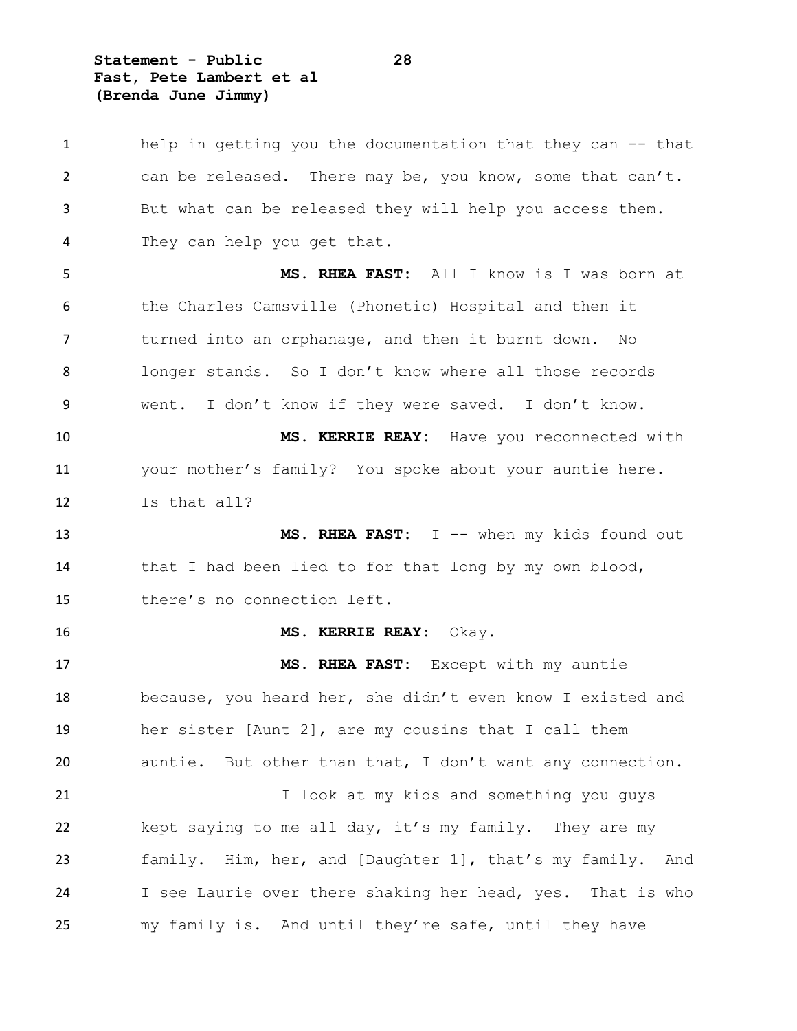help in getting you the documentation that they can -- that can be released. There may be, you know, some that can't. But what can be released they will help you access them. They can help you get that.

**MS. RHEA FAST:** All I know is I was born at the Charles Camsville (Phonetic) Hospital and then it turned into an orphanage, and then it burnt down. No longer stands. So I don't know where all those records went. I don't know if they were saved. I don't know.

**MS. KERRIE REAY:** Have you reconnected with your mother's family? You spoke about your auntie here. Is that all?

**MS. RHEA FAST:** I -- when my kids found out that I had been lied to for that long by my own blood, there's no connection left.

**MS. KERRIE REAY:** Okay.

**MS. RHEA FAST:** Except with my auntie because, you heard her, she didn't even know I existed and her sister [Aunt 2], are my cousins that I call them auntie. But other than that, I don't want any connection.

I look at my kids and something you guys kept saying to me all day, it's my family. They are my family. Him, her, and [Daughter 1], that's my family. And I see Laurie over there shaking her head, yes. That is who my family is. And until they're safe, until they have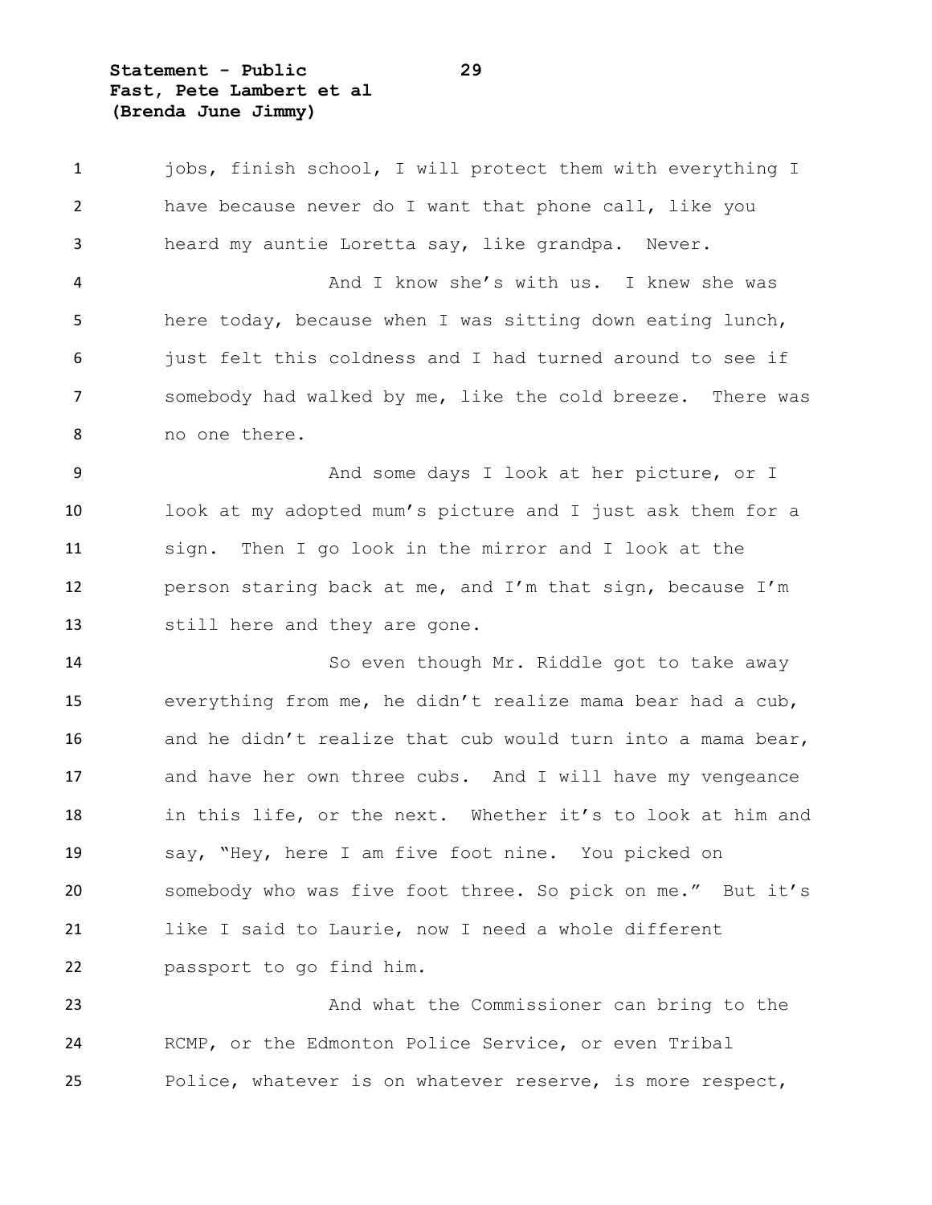jobs, finish school, I will protect them with everything I have because never do I want that phone call, like you heard my auntie Loretta say, like grandpa. Never.

And I know she's with us. I knew she was here today, because when I was sitting down eating lunch, just felt this coldness and I had turned around to see if somebody had walked by me, like the cold breeze. There was no one there.

And some days I look at her picture, or I look at my adopted mum's picture and I just ask them for a sign. Then I go look in the mirror and I look at the person staring back at me, and I'm that sign, because I'm still here and they are gone.

So even though Mr. Riddle got to take away everything from me, he didn't realize mama bear had a cub, and he didn't realize that cub would turn into a mama bear, and have her own three cubs. And I will have my vengeance in this life, or the next. Whether it's to look at him and say, "Hey, here I am five foot nine. You picked on somebody who was five foot three. So pick on me." But it's like I said to Laurie, now I need a whole different passport to go find him.

And what the Commissioner can bring to the RCMP, or the Edmonton Police Service, or even Tribal Police, whatever is on whatever reserve, is more respect,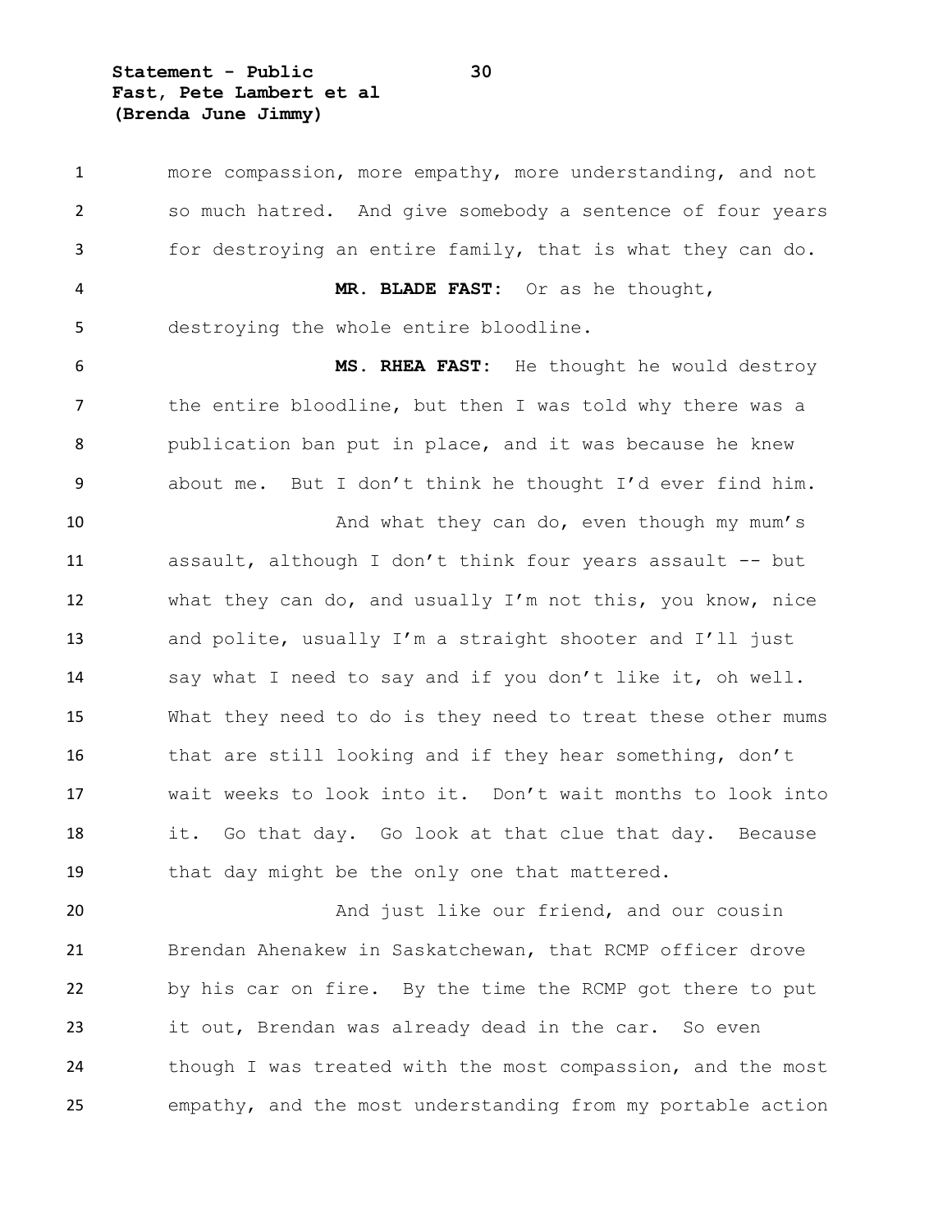more compassion, more empathy, more understanding, and not so much hatred. And give somebody a sentence of four years for destroying an entire family, that is what they can do.

**MR. BLADE FAST:** Or as he thought, destroying the whole entire bloodline.

**MS. RHEA FAST:** He thought he would destroy the entire bloodline, but then I was told why there was a publication ban put in place, and it was because he knew about me. But I don't think he thought I'd ever find him.

And what they can do, even though my mum's assault, although I don't think four years assault -- but what they can do, and usually I'm not this, you know, nice and polite, usually I'm a straight shooter and I'll just say what I need to say and if you don't like it, oh well. What they need to do is they need to treat these other mums that are still looking and if they hear something, don't wait weeks to look into it. Don't wait months to look into it. Go that day. Go look at that clue that day. Because that day might be the only one that mattered.

And just like our friend, and our cousin Brendan Ahenakew in Saskatchewan, that RCMP officer drove by his car on fire. By the time the RCMP got there to put it out, Brendan was already dead in the car. So even though I was treated with the most compassion, and the most empathy, and the most understanding from my portable action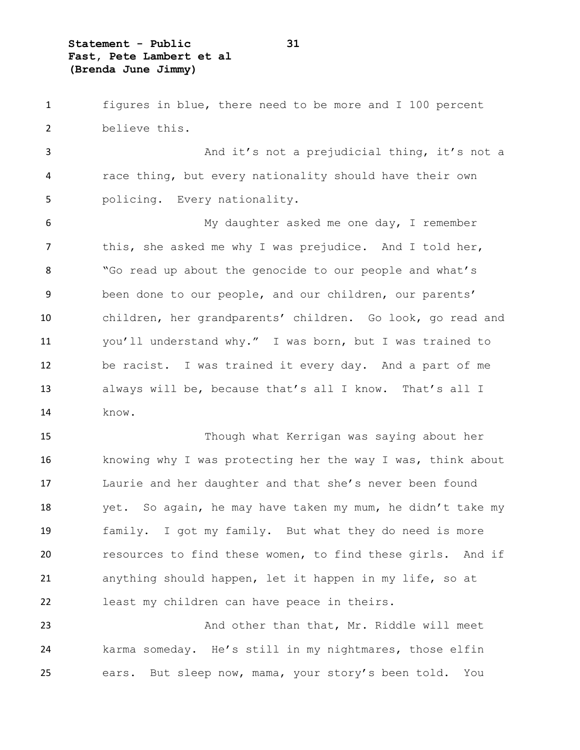figures in blue, there need to be more and I 100 percent believe this.

And it's not a prejudicial thing, it's not a race thing, but every nationality should have their own policing. Every nationality.

My daughter asked me one day, I remember this, she asked me why I was prejudice. And I told her, "Go read up about the genocide to our people and what's been done to our people, and our children, our parents' children, her grandparents' children. Go look, go read and you'll understand why." I was born, but I was trained to be racist. I was trained it every day. And a part of me always will be, because that's all I know. That's all I know.

Though what Kerrigan was saying about her knowing why I was protecting her the way I was, think about Laurie and her daughter and that she's never been found yet. So again, he may have taken my mum, he didn't take my family. I got my family. But what they do need is more resources to find these women, to find these girls. And if anything should happen, let it happen in my life, so at least my children can have peace in theirs.

And other than that, Mr. Riddle will meet karma someday. He's still in my nightmares, those elfin ears. But sleep now, mama, your story's been told. You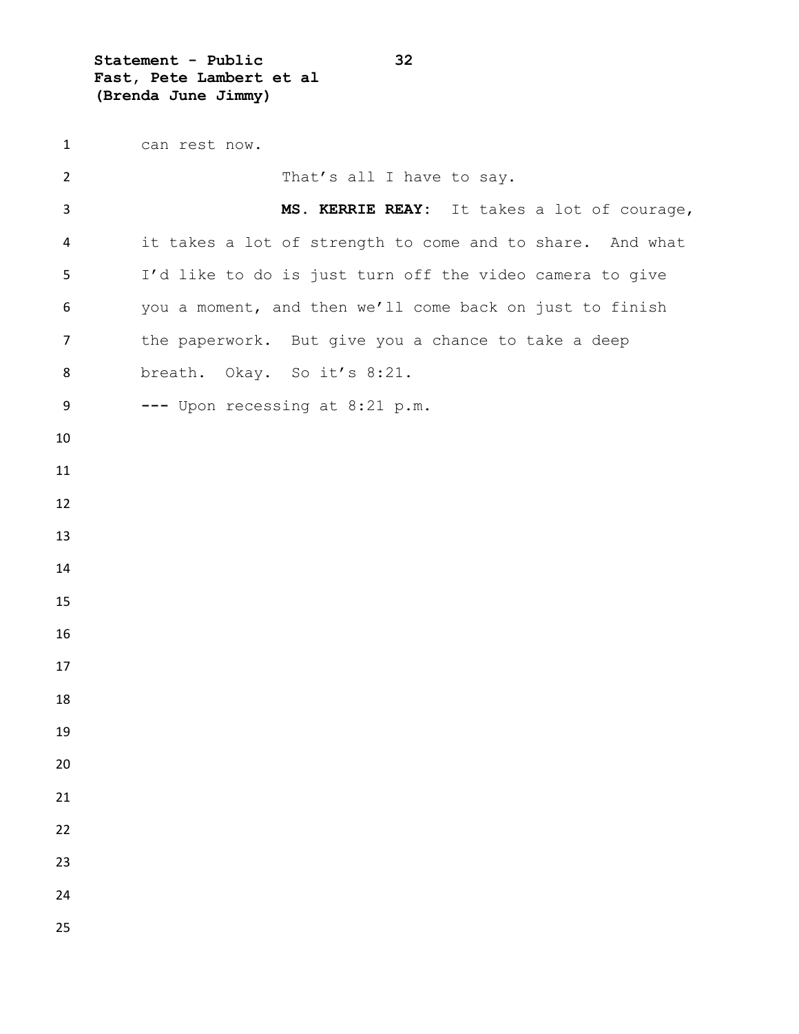can rest now.

That's all I have to say.

**MS. KERRIE REAY**: It takes a lot of courage, it takes a lot of strength to come and to share. And what I'd like to do is just turn off the video camera to give you a moment, and then we'll come back on just to finish the paperwork. But give you a chance to take a deep breath. Okay. So it's 8:21.

**---** Upon recessing at 8:21 p.m.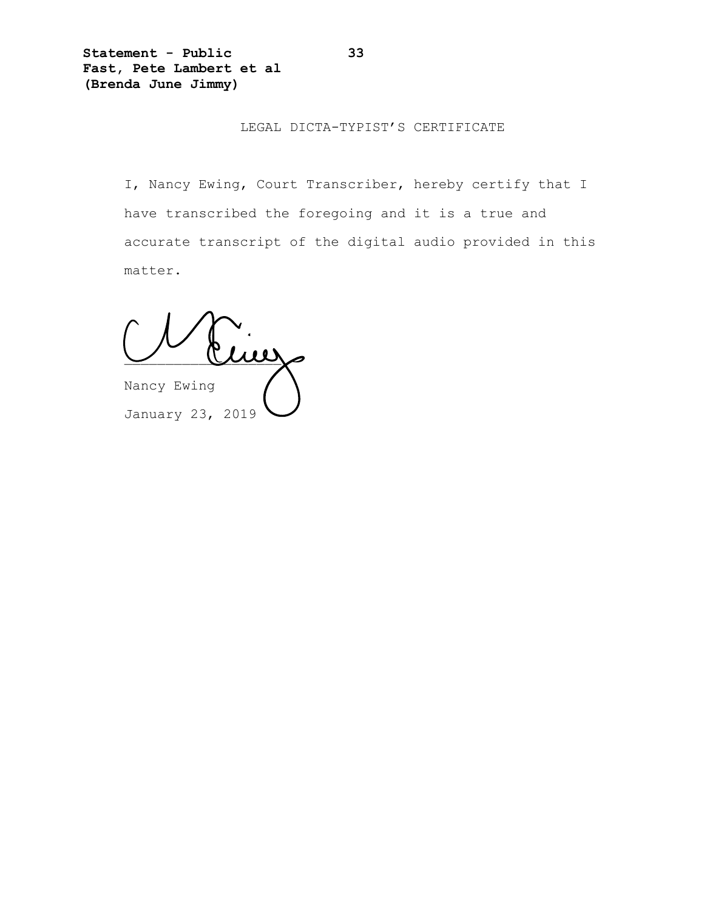LEGAL DICTA-TYPIST'S CERTIFICATE

I, Nancy Ewing, Court Transcriber, hereby certify that I have transcribed the foregoing and it is a true and accurate transcript of the digital audio provided in this matter.

\_\_\_\_\_\_\_\_\_\_\_\_\_\_\_\_\_\_

Nancy Ewing

January 23, 2019